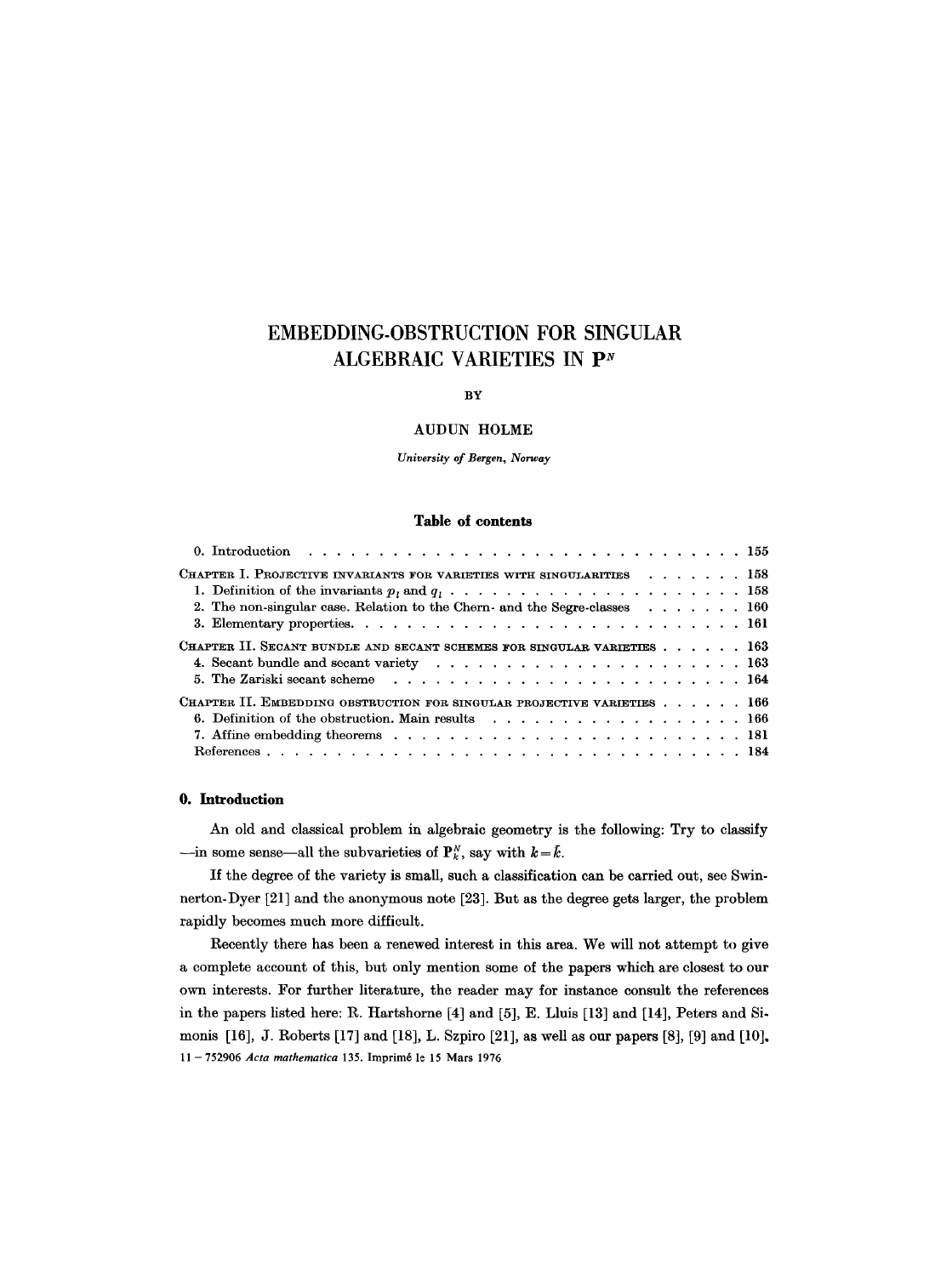# EMBEDDING-OBSTRUCTION FOR SINGULAR ALGEBRAIC VARIETIES IN $\mathbf{P}^N$

BY

AUDUN HOLME

*University of Bergen, Norway*

## Table of contents

| | |
|---|---|
| 0. Introduction | 155 |
| CHAPTER I. PROJECTIVE INVARIANTS FOR VARIETIES WITH SINGULARITIES | 158 |
| 1. Definition of the invariants $p_i$ and $q_i$ | 158 |
| 2. The non-singular case. Relation to the Chern- and the Segre-classes | 160 |
| 3. Elementary properties. | 161 |
| CHAPTER II. SECANT BUNDLE AND SECANT SCHEMES FOR SINGULAR VARIETIES | 163 |
| 4. Secant bundle and secant variety | 163 |
| 5. The Zariski secant scheme | 164 |
| CHAPTER II. EMBEDDING OBSTRUCTION FOR SINGULAR PROJECTIVE VARIETIES | 166 |
| 6. Definition of the obstruction. Main results | 166 |
| 7. Affine embedding theorems | 181 |
| References | 184 |

## 0. Introduction

An old and classical problem in algebraic geometry is the following: Try to classify —in some sense—all the subvarieties of $\mathbf{P}_k^N$, say with $k = \bar{k}$.

If the degree of the variety is small, such a classification can be carried out, see Swinnerton-Dyer [21] and the anonymous note [23]. But as the degree gets larger, the problem rapidly becomes much more difficult.

Recently there has been a renewed interest in this area. We will not attempt to give a complete account of this, but only mention some of the papers which are closest to our own interests. For further literature, the reader may for instance consult the references in the papers listed here: R. Hartshorne [4] and [5], E. Lluis [13] and [14], Peters and Simonis [16], J. Roberts [17] and [18], L. Szpiro [21], as well as our papers [8], [9] and [10].

11 – 752906 *Acta mathematica* 135. Imprimé le 15 Mars 1976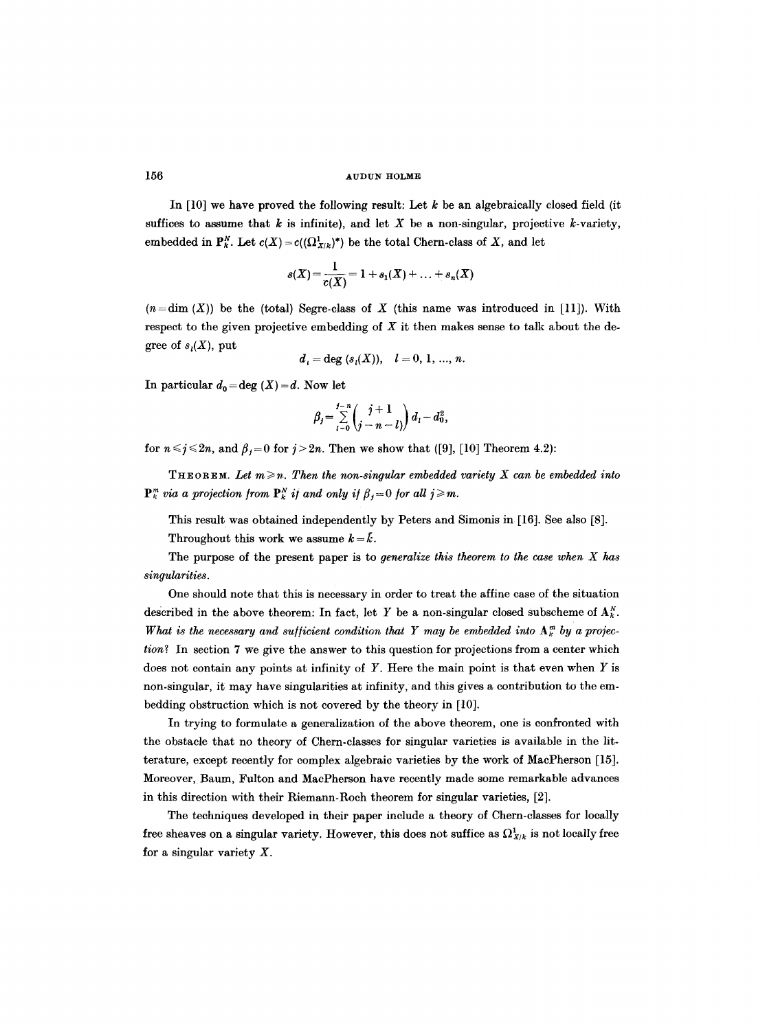In [10] we have proved the following result: Let $k$ be an algebraically closed field (it suffices to assume that $k$ is infinite), and let $X$ be a non-singular, projective $k$-variety, embedded in $\mathbf{P}_k^N$. Let $c(X)=c((\Omega_{X/k}^1)^*)$ be the total Chern-class of $X$, and let

$$s(X)=\frac{1}{c(X)}=1+s_1(X)+\ldots+s_n(X)$$

($n=\dim(X)$) be the (total) Segre-class of $X$ (this name was introduced in [11]). With respect to the given projective embedding of $X$ it then makes sense to talk about the degree of $s_l(X)$, put

$$d_l=\deg(s_l(X)), \quad l=0,1,\ldots,n.$$

In particular $d_0=\deg(X)=d$. Now let

$$\beta_j=\sum_{l=0}^{j-n}\binom{j+1}{j-n-l}d_l-d_0^2,$$

for $n\leqslant j\leqslant 2n$, and $\beta_j=0$ for $j>2n$. Then we show that ([9], [10] Theorem 4.2):

THEOREM. *Let $m\geqslant n$. Then the non-singular embedded variety $X$ can be embedded into $\mathbf{P}_k^m$ via a projection from $\mathbf{P}_k^N$ if and only if $\beta_j=0$ for all $j\geqslant m$.*

This result was obtained independently by Peters and Simonis in [16]. See also [8].

Throughout this work we assume $k=\bar{k}$.

The purpose of the present paper is to *generalize this theorem to the case when $X$ has singularities.*

One should note that this is necessary in order to treat the affine case of the situation described in the above theorem: In fact, let $Y$ be a non-singular closed subscheme of $\mathbf{A}_k^N$. *What is the necessary and sufficient condition that $Y$ may be embedded into $\mathbf{A}_k^m$ by a projection?* In section 7 we give the answer to this question for projections from a center which does not contain any points at infinity of $Y$. Here the main point is that even when $Y$ is non-singular, it may have singularities at infinity, and this gives a contribution to the embedding obstruction which is not covered by the theory in [10].

In trying to formulate a generalization of the above theorem, one is confronted with the obstacle that no theory of Chern-classes for singular varieties is available in the litterature, except recently for complex algebraic varieties by the work of MacPherson [15]. Moreover, Baum, Fulton and MacPherson have recently made some remarkable advances in this direction with their Riemann-Roch theorem for singular varieties, [2].

The techniques developed in their paper include a theory of Chern-classes for locally free sheaves on a singular variety. However, this does not suffice as $\Omega_{X/k}^1$ is not locally free for a singular variety $X$.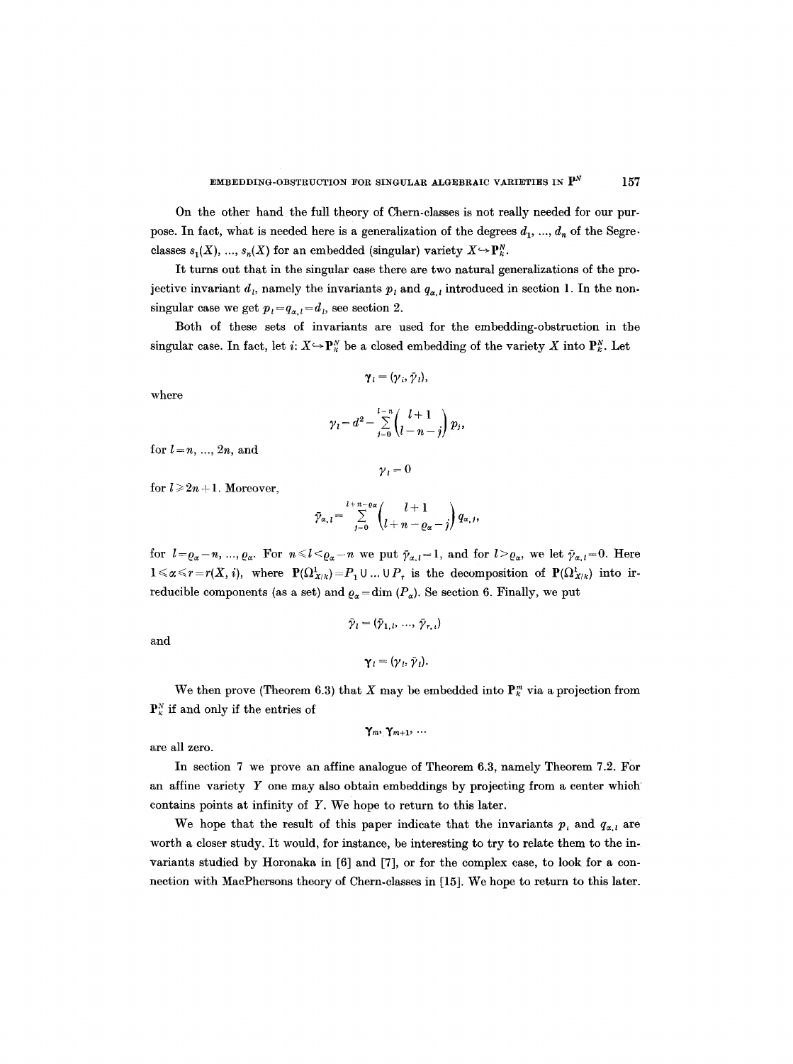On the other hand the full theory of Chern-classes is not really needed for our purpose. In fact, what is needed here is a generalization of the degrees $d_1, ..., d_n$ of the Segre-classes $s_1(X), ..., s_n(X)$ for an embedded (singular) variety $X \hookrightarrow \mathbf{P}_k^N$.

It turns out that in the singular case there are two natural generalizations of the projective invariant $d_l$, namely the invariants $p_l$ and $q_{\alpha,l}$ introduced in section 1. In the non-singular case we get $p_l = q_{\alpha,l} = d_l$, see section 2.

Both of these sets of invariants are used for the embedding-obstruction in the singular case. In fact, let $i: X \hookrightarrow \mathbf{P}_k^N$ be a closed embedding of the variety $X$ into $\mathbf{P}_k^N$. Let

$$\boldsymbol{\gamma}_l = (\gamma_l, \bar{\gamma}_l),$$

where

$$\gamma_l = d^2 - \sum_{j=0}^{l-n} \binom{l+1}{l-n-j} p_j,$$

for $l = n, ..., 2n$, and

$$\gamma_l = 0$$

for $l \geqslant 2n+1$. Moreover,

$$\bar{\gamma}_{\alpha,l} = \sum_{j=0}^{l+n-\varrho_\alpha} \binom{l+1}{l+n-\varrho_\alpha - j} q_{\alpha,j},$$

for $l = \varrho_\alpha - n, ..., \varrho_\alpha$. For $n \leqslant l < \varrho_\alpha - n$ we put $\bar{\gamma}_{\alpha,l} = 1$, and for $l > \varrho_\alpha$, we let $\bar{\gamma}_{\alpha,l} = 0$. Here $1 \leqslant \alpha \leqslant r = r(X, i)$, where $\mathbf{P}(\Omega^1_{X/k}) = P_1 \cup ... \cup P_r$ is the decomposition of $\mathbf{P}(\Omega^1_{X/k})$ into irreducible components (as a set) and $\varrho_\alpha = \dim(P_\alpha)$. Se section 6. Finally, we put

$$\bar{\gamma}_l = (\bar{\gamma}_{1,l}, ..., \bar{\gamma}_{r,l})$$

and

$$\boldsymbol{\gamma}_l = (\gamma_l, \bar{\gamma}_l).$$

We then prove (Theorem 6.3) that $X$ may be embedded into $\mathbf{P}_k^m$ via a projection from $\mathbf{P}_k^N$ if and only if the entries of

$$\boldsymbol{\gamma}_m, \boldsymbol{\gamma}_{m+1}, \cdots$$

are all zero.

In section 7 we prove an affine analogue of Theorem 6.3, namely Theorem 7.2. For an affine variety $Y$ one may also obtain embeddings by projecting from a center which contains points at infinity of $Y$. We hope to return to this later.

We hope that the result of this paper indicate that the invariants $p_l$ and $q_{\alpha,l}$ are worth a closer study. It would, for instance, be interesting to try to relate them to the invariants studied by Horonaka in [6] and [7], or for the complex case, to look for a connection with MacPhersons theory of Chern-classes in [15]. We hope to return to this later.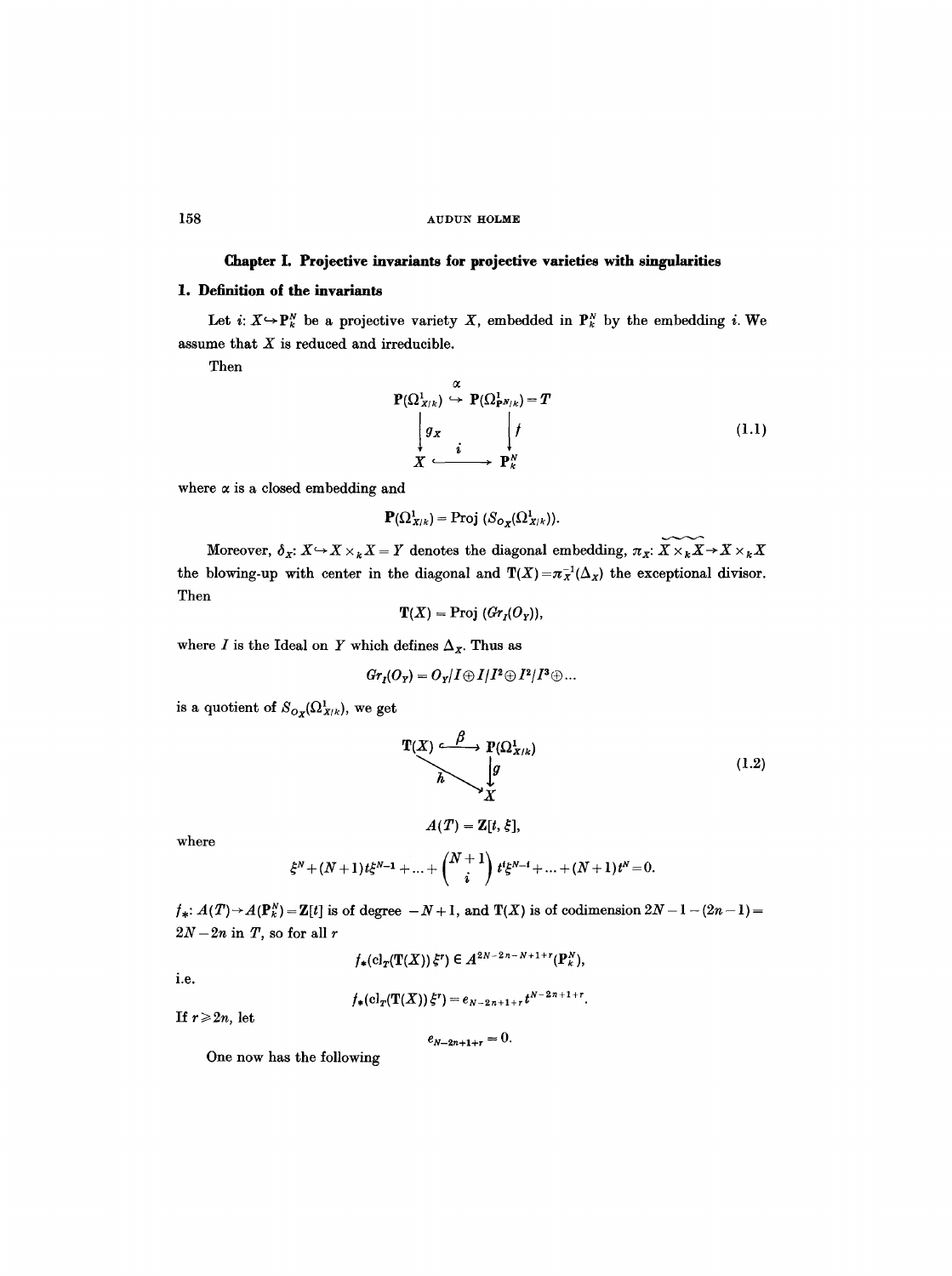# Chapter I. Projective invariants for projective varieties with singularities

## 1. Definition of the invariants

Let $i: X \hookrightarrow \mathbf{P}_k^N$ be a projective variety $X$, embedded in $\mathbf{P}_k^N$ by the embedding $i$. We assume that $X$ is reduced and irreducible.

Then

$$
\begin{array}{ccc}
\mathbf{P}(\Omega^1_{X/k}) & \overset{\alpha}{\hookrightarrow} & \mathbf{P}(\Omega^1_{\mathbf{P}^N/k}) = T \\
\downarrow g_X & & \downarrow f \\
X & \overset{i}{\hookrightarrow} & \mathbf{P}_k^N
\end{array}
\tag{1.1}
$$

where $\alpha$ is a closed embedding and

$$\mathbf{P}(\Omega^1_{X/k}) = \operatorname{Proj}(S_{O_X}(\Omega^1_{X/k})).$$

Moreover, $\delta_X: X \hookrightarrow X \times_k X = Y$ denotes the diagonal embedding, $\pi_X: \widetilde{X \times_k X} \to X \times_k X$ the blowing-up with center in the diagonal and $\mathbf{T}(X) = \pi_X^{-1}(\Delta_X)$ the exceptional divisor. Then

$$\mathbf{T}(X) = \operatorname{Proj}(Gr_I(O_Y)),$$

where $I$ is the Ideal on $Y$ which defines $\Delta_X$. Thus as

$$Gr_I(O_Y) = O_Y/I \oplus I/I^2 \oplus I^2/I^3 \oplus \ldots$$

is a quotient of $S_{O_X}(\Omega^1_{X/k})$, we get

$$
\begin{array}{ccc}
\mathbf{T}(X) & \overset{\beta}{\hookrightarrow} & \mathbf{P}(\Omega^1_{X/k}) \\
& {}_{h}\searrow & \downarrow g \\
& & X
\end{array}
\tag{1.2}
$$

where

$$A(T) = \mathbf{Z}[t, \xi],$$

$$\xi^N + (N+1)t\xi^{N-1} + \ldots + \binom{N+1}{i} t^i \xi^{N-i} + \ldots + (N+1)t^N = 0.$$

$f_*: A(T) \to A(\mathbf{P}_k^N) = \mathbf{Z}[t]$ is of degree $-N+1$, and $\mathbf{T}(X)$ is of codimension $2N-1-(2n-1) = 2N-2n$ in $T$, so for all $r$

$$f_*(\mathrm{cl}_T(\mathbf{T}(X))\,\xi^r) \in A^{2N-2n-N+1+r}(\mathbf{P}_k^N),$$

i.e.

$$f_*(\mathrm{cl}_T(\mathbf{T}(X))\,\xi^r) = e_{N-2n+1+r} t^{N-2n+1+r}.$$

If $r \geqslant 2n$, let

$$e_{N-2n+1+r} = 0.$$

One now has the following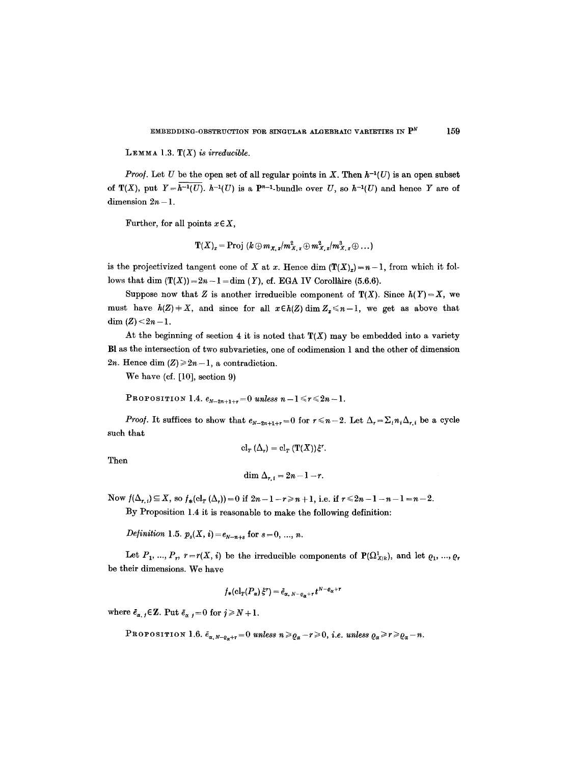**Lemma** 1.3. *$\mathbf{T}(X)$ is irreducible.*

*Proof.* Let $U$ be the open set of all regular points in $X$. Then $h^{-1}(U)$ is an open subset of $\mathbf{T}(X)$, put $Y=\overline{h^{-1}(U)}$. $h^{-1}(U)$ is a $\mathbf{P}^{n-1}$-bundle over $U$, so $h^{-1}(U)$ and hence $Y$ are of dimension $2n-1$.

Further, for all points $x\in X$,

$$\mathbf{T}(X)_x=\operatorname{Proj}\,(k\oplus m_{X,x}/m_{X,x}^2\oplus m_{X,x}^2/m_{X,x}^3\oplus\ldots)$$

is the projectivized tangent cone of $X$ at $x$. Hence $\dim(\mathbf{T}(X)_x)=n-1$, from which it follows that $\dim(\mathbf{T}(X))=2n-1=\dim(Y)$, cf. EGA IV Corollàire (5.6.6).

Suppose now that $Z$ is another irreducible component of $\mathbf{T}(X)$. Since $h(Y)=X$, we must have $h(Z)\neq X$, and since for all $x\in h(Z)$ $\dim Z_x\leqslant n-1$, we get as above that $\dim(Z)<2n-1$.

At the beginning of section 4 it is noted that $\mathbf{T}(X)$ may be embedded into a variety **Bl** as the intersection of two subvarieties, one of codimension 1 and the other of dimension $2n$. Hence $\dim(Z)\geqslant 2n-1$, a contradiction.

We have (cf. [10], section 9)

**Proposition** 1.4. *$e_{N-2n+1+r}=0$ unless $n-1\leqslant r\leqslant 2n-1$.*

*Proof.* It suffices to show that $e_{N-2n+1+r}=0$ for $r\leqslant n-2$. Let $\Delta_r=\sum_i n_i\Delta_{r,i}$ be a cycle such that

$$\operatorname{cl}_T(\Delta_r)=\operatorname{cl}_T(\mathbf{T}(X))\xi^r.$$

Then

$$\dim\Delta_{r,i}=2n-1-r.$$

Now $f(\Delta_{r,i})\subseteq X$, so $f_*(\operatorname{cl}_T(\Delta_r))=0$ if $2n-1-r\geqslant n+1$, i.e. if $r\leqslant 2n-1-n-1=n-2$.

By Proposition 1.4 it is reasonable to make the following definition:

*Definition* 1.5. $p_s(X,i)=e_{N-n+s}$ for $s=0,\ldots,n$.

Let $P_1,\ldots,P_r$, $r=r(X,i)$ be the irreducible components of $\mathbf{P}(\Omega^1_{X/k})$, and let $\varrho_1,\ldots,\varrho_r$ be their dimensions. We have

$$f_*(\operatorname{cl}_T(P_\alpha)\,\xi^r)=\bar{e}_{\alpha,\,N-\varrho_\alpha+r}\,t^{N-\varrho_\alpha+r}$$

where $\bar{e}_{\alpha,j}\in\mathbf{Z}$. Put $\bar{e}_{\alpha\,j}=0$ for $j\geqslant N+1$.

**Proposition** 1.6. *$\bar{e}_{\alpha,N-\varrho_\alpha+r}=0$ unless $n\geqslant\varrho_\alpha-r\geqslant 0$, i.e. unless $\varrho_\alpha\geqslant r\geqslant\varrho_\alpha-n$.*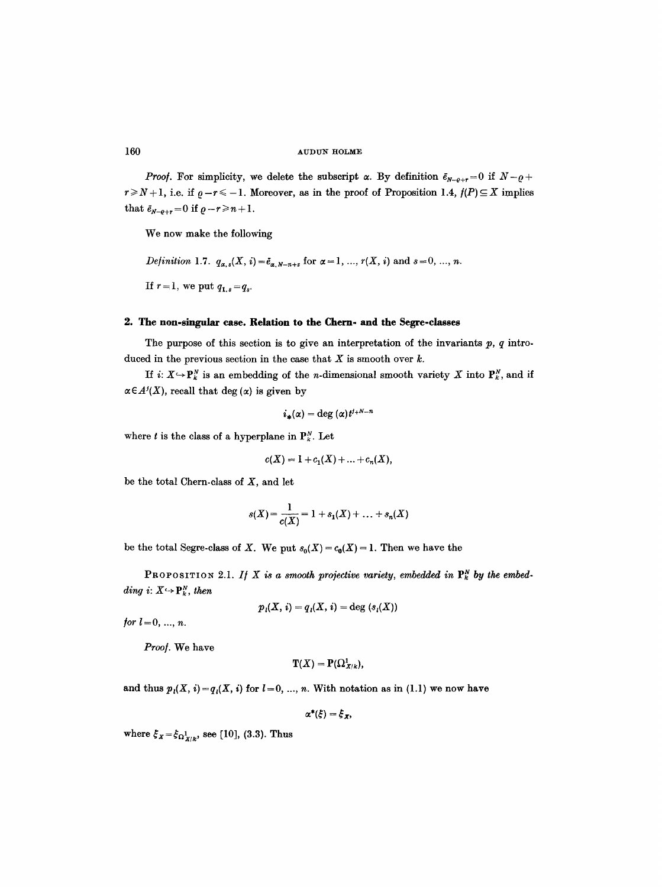*Proof.* For simplicity, we delete the subscript $\alpha$. By definition $\bar{e}_{N-\varrho+r}=0$ if $N-\varrho+r \geqslant N+1$, i.e. if $\varrho - r \leqslant -1$. Moreover, as in the proof of Proposition 1.4, $f(P) \subseteq X$ implies that $\bar{e}_{N-\varrho+r}=0$ if $\varrho - r \geqslant n+1$.

We now make the following

*Definition* 1.7. $q_{\alpha,s}(X, i) = \bar{e}_{\alpha, N-n+s}$ for $\alpha = 1, ..., r(X, i)$ and $s = 0, ..., n$.

If $r=1$, we put $q_{1,s} = q_s$.

## 2. The non-singular case. Relation to the Chern- and the Segre-classes

The purpose of this section is to give an interpretation of the invariants $p$, $q$ introduced in the previous section in the case that $X$ is smooth over $k$.

If $i$: $X \hookrightarrow \mathbf{P}_k^N$ is an embedding of the $n$-dimensional smooth variety $X$ into $\mathbf{P}_k^N$, and if $\alpha \in A^j(X)$, recall that $\deg(\alpha)$ is given by

$$i_*(\alpha) = \deg(\alpha) t^{j+N-n}$$

where $t$ is the class of a hyperplane in $\mathbf{P}_k^N$. Let

$$c(X) = 1 + c_1(X) + \ldots + c_n(X),$$

be the total Chern-class of $X$, and let

$$s(X) = \frac{1}{c(X)} = 1 + s_1(X) + \ldots + s_n(X)$$

be the total Segre-class of $X$. We put $s_0(X) = c_0(X) = 1$. Then we have the

PROPOSITION 2.1. *If $X$ is a smooth projective variety, embedded in $\mathbf{P}_k^N$ by the embedding $i$: $X \hookrightarrow \mathbf{P}_k^N$, then*

$$p_l(X, i) = q_l(X, i) = \deg(s_l(X))$$

*for $l = 0, ..., n$.*

*Proof.* We have

$$\mathbf{T}(X) = \mathbf{P}(\Omega^1_{X/k}),$$

and thus $p_l(X, i) = q_l(X, i)$ for $l = 0, ..., n$. With notation as in (1.1) we now have

$$\alpha^*(\xi) = \xi_X,$$

where $\xi_X = \xi_{\Omega^1_{X/k}}$, see [10], (3.3). Thus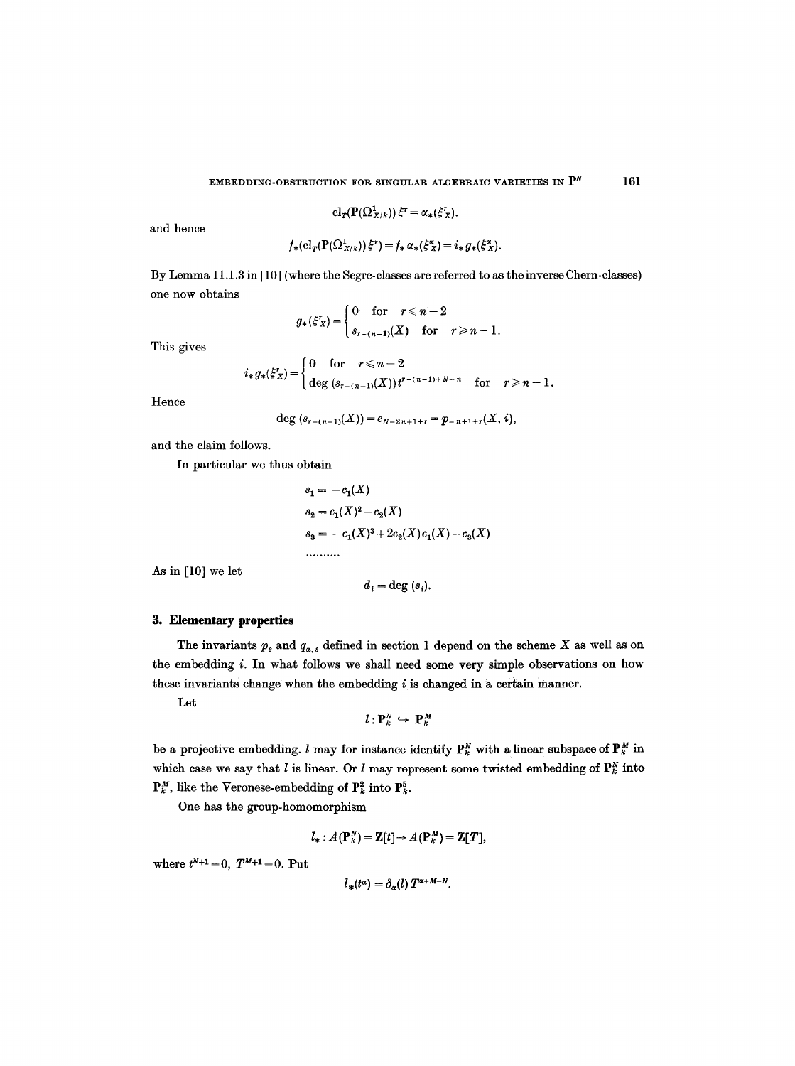$$\mathrm{cl}_T(\mathbf{P}(\Omega^1_{X/k}))\,\xi^r = \alpha_*(\xi^r_X).$$

and hence

$$f_*(\mathrm{cl}_T(\mathbf{P}(\Omega^1_{X/k}))\,\xi^r) = f_*\,\alpha_*(\xi^\alpha_X) = i_*\,g_*(\xi^\alpha_X).$$

By Lemma 11.1.3 in [10] (where the Segre-classes are referred to as the inverse Chern-classes) one now obtains

$$g_*(\xi^r_X) = \begin{cases} 0 & \text{for} \quad r \leqslant n-2 \\ s_{r-(n-1)}(X) & \text{for} \quad r \geqslant n-1. \end{cases}$$

This gives

$$i_*\,g_*(\xi^r_X) = \begin{cases} 0 & \text{for} \quad r \leqslant n-2 \\ \deg\,(s_{r-(n-1)}(X))\,t^{r-(n-1)+N-n} & \text{for} \quad r \geqslant n-1. \end{cases}$$

Hence

$$\deg\,(s_{r-(n-1)}(X)) = e_{N-2n+1+r} = p_{-n+1+r}(X, i),$$

and the claim follows.

In particular we thus obtain

$$\begin{aligned} s_1 &= -c_1(X) \\ s_2 &= c_1(X)^2 - c_2(X) \\ s_3 &= -c_1(X)^3 + 2c_2(X)c_1(X) - c_3(X) \\ &\ldots\ldots\ldots\ldots \end{aligned}$$

As in [10] we let

$$d_i = \deg\,(s_i).$$

## 3. Elementary properties

The invariants $p_s$ and $q_{\alpha,s}$ defined in section 1 depend on the scheme $X$ as well as on the embedding $i$. In what follows we shall need some very simple observations on how these invariants change when the embedding $i$ is changed in a certain manner.

Let

$$l : \mathbf{P}^N_k \hookrightarrow \mathbf{P}^M_k$$

be a projective embedding. $l$ may for instance identify $\mathbf{P}^N_k$ with a linear subspace of $\mathbf{P}^M_k$ in which case we say that $l$ is linear. Or $l$ may represent some twisted embedding of $\mathbf{P}^N_k$ into $\mathbf{P}^M_k$, like the Veronese-embedding of $\mathbf{P}^2_k$ into $\mathbf{P}^5_k$.

One has the group-homomorphism

$$l_* : A(\mathbf{P}^N_k) = \mathbf{Z}[t] \rightarrow A(\mathbf{P}^M_k) = \mathbf{Z}[T],$$

where $t^{N+1} = 0$, $T^{M+1} = 0$. Put

$$l_*(t^\alpha) = \delta_\alpha(l)\,T^{\alpha+M-N}.$$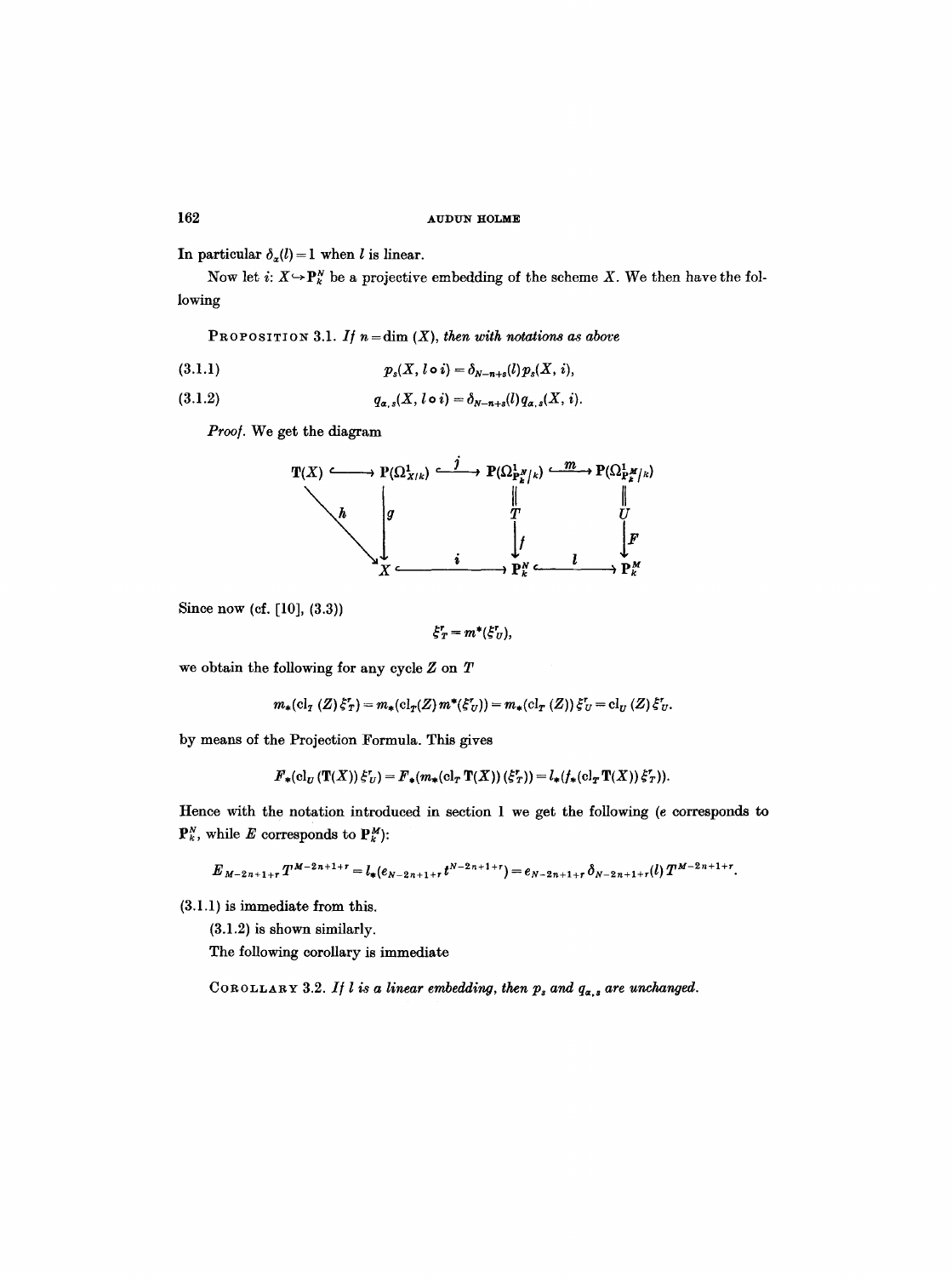In particular $\delta_\alpha(l) = 1$ when $l$ is linear.

Now let $i: X \hookrightarrow \mathbf{P}_k^N$ be a projective embedding of the scheme $X$. We then have the following

**Proposition 3.1.** *If $n = \dim(X)$, then with notations as above*

$$p_s(X, l \circ i) = \delta_{N-n+s}(l) p_s(X, i), \tag{3.1.1}$$

$$q_{\alpha,s}(X, l \circ i) = \delta_{N-n+s}(l) q_{\alpha,s}(X, i). \tag{3.1.2}$$

*Proof.* We get the diagram

$$\begin{array}{ccccccc}
\mathbf{T}(X) & \hookrightarrow & \mathbf{P}(\Omega^1_{X/k}) & \xrightarrow{j} & \mathbf{P}(\Omega^1_{\mathbf{P}_k^N/k}) & \xrightarrow{m} & \mathbf{P}(\Omega^1_{\mathbf{P}_k^M/k}) \\
 & \searrow^{h} & \downarrow g & & \| & & \| \\
 & & & & T & & U \\
 & & & & \downarrow f & & \downarrow F \\
 & & X & \xrightarrow{i} & \mathbf{P}_k^N & \xrightarrow{l} & \mathbf{P}_k^M
\end{array}$$

Since now (cf. [10], (3.3))

$$\xi_T^r = m^*(\xi_U^r),$$

we obtain the following for any cycle $Z$ on $T$

$$m_*(\mathrm{cl}_T(Z)\,\xi_T^r) = m_*(\mathrm{cl}_T(Z)\,m^*(\xi_U^r)) = m_*(\mathrm{cl}_T(Z))\,\xi_U^r = \mathrm{cl}_U(Z)\,\xi_U^r.$$

by means of the Projection Formula. This gives

$$F_*(\mathrm{cl}_U(\mathbf{T}(X))\,\xi_U^r) = F_*(m_*(\mathrm{cl}_T\,\mathbf{T}(X))\,(\xi_T^r)) = l_*(f_*(\mathrm{cl}_T\,\mathbf{T}(X))\,\xi_T^r)).$$

Hence with the notation introduced in section 1 we get the following ($e$ corresponds to $\mathbf{P}_k^N$, while $E$ corresponds to $\mathbf{P}_k^M$):

$$E_{M-2n+1+r}\,T^{M-2n+1+r} = l_*(e_{N-2n+1+r}\,t^{N-2n+1+r}) = e_{N-2n+1+r}\,\delta_{N-2n+1+r}(l)\,T^{M-2n+1+r}.$$

(3.1.1) is immediate from this.

(3.1.2) is shown similarly.

The following corollary is immediate

**Corollary 3.2.** *If $l$ is a linear embedding, then $p_s$ and $q_{\alpha,s}$ are unchanged.*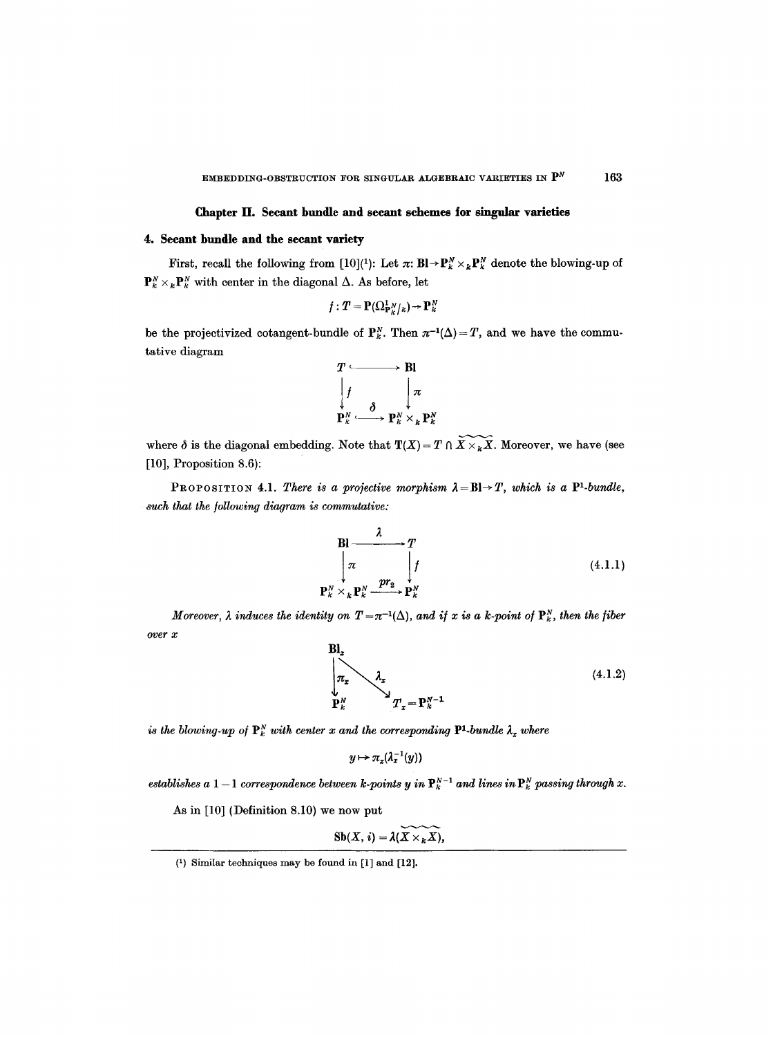## Chapter II. Secant bundle and secant schemes for singular varieties

### 4. Secant bundle and the secant variety

First, recall the following from [10][1]: Let $\pi\colon \mathbf{Bl} \to \mathbf{P}_k^N \times_k \mathbf{P}_k^N$ denote the blowing-up of $\mathbf{P}_k^N \times_k \mathbf{P}_k^N$ with center in the diagonal $\Delta$. As before, let

$$f: T = \mathbf{P}(\Omega^1_{\mathbf{P}_k^N/k}) \to \mathbf{P}_k^N$$

be the projectivized cotangent-bundle of $\mathbf{P}_k^N$. Then $\pi^{-1}(\Delta) = T$, and we have the commutative diagram

$$\begin{array}{ccc} T & \hookrightarrow & \mathbf{Bl} \\ \downarrow{\scriptstyle f} & & \downarrow{\scriptstyle \pi} \\ \mathbf{P}_k^N & \overset{\delta}{\hookrightarrow} & \mathbf{P}_k^N \times_k \mathbf{P}_k^N \end{array}$$

where $\delta$ is the diagonal embedding. Note that $\mathbf{T}(X) = T \cap \widetilde{X \times_k X}$. Moreover, we have (see [10], Proposition 8.6):

**Proposition 4.1.** *There is a projective morphism $\lambda = \mathbf{Bl} \to T$, which is a $\mathbf{P}^1$-bundle, such that the following diagram is commutative:*

$$\begin{array}{ccc} \mathbf{Bl} & \overset{\lambda}{\longrightarrow} & T \\ \downarrow{\scriptstyle \pi} & & \downarrow{\scriptstyle f} \\ \mathbf{P}_k^N \times_k \mathbf{P}_k^N & \overset{pr_2}{\longrightarrow} & \mathbf{P}_k^N \end{array} \tag{4.1.1}$$

*Moreover, $\lambda$ induces the identity on $T = \pi^{-1}(\Delta)$, and if $x$ is a $k$-point of $\mathbf{P}_k^N$, then the fiber over $x$*

$$\begin{array}{ccc} \mathbf{Bl}_x & & \\ \downarrow{\scriptstyle \pi_x} & \searrow{\scriptstyle \lambda_x} & \\ \mathbf{P}_k^N & & T_x = \mathbf{P}_k^{N-1} \end{array} \tag{4.1.2}$$

*is the blowing-up of $\mathbf{P}_k^N$ with center $x$ and the corresponding $\mathbf{P}^1$-bundle $\lambda_x$ where*

$$y \mapsto \pi_x(\lambda_x^{-1}(y))$$

*establishes a $1-1$ correspondence between $k$-points $y$ in $\mathbf{P}_k^{N-1}$ and lines in $\mathbf{P}_k^N$ passing through $x$.*

As in [10] (Definition 8.10) we now put

$$\mathbf{Sb}(X, i) = \lambda(\widetilde{X \times_k X}),$$

[1] Similar techniques may be found in [1] and [12].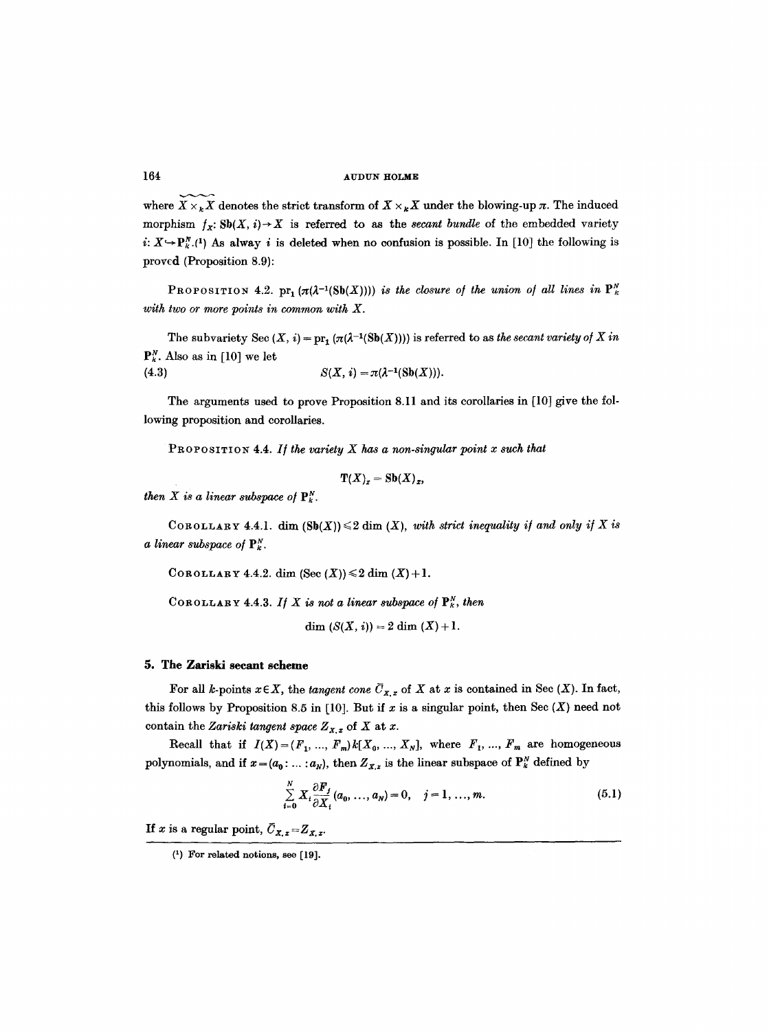where $\widetilde{X \times_k X}$ denotes the strict transform of $X \times_k X$ under the blowing-up $\pi$. The induced morphism $f_X$: $\mathbf{Sb}(X, i) \to X$ is referred to as the *secant bundle* of the embedded variety $i: X \hookrightarrow \mathbf{P}_k^N$.[1] As alway $i$ is deleted when no confusion is possible. In [10] the following is proved (Proposition 8.9):

PROPOSITION 4.2. $\mathrm{pr}_1(\pi(\lambda^{-1}(\mathbf{Sb}(X))))$ *is the closure of the union of all lines in* $\mathbf{P}_k^N$ *with two or more points in common with* $X$.

The subvariety $\mathrm{Sec}(X, i) = \mathrm{pr}_1(\pi(\lambda^{-1}(\mathbf{Sb}(X))))$ is referred to as *the secant variety of* $X$ *in* $\mathbf{P}_k^N$. Also as in [10] we let

$$S(X, i) = \pi(\lambda^{-1}(\mathbf{Sb}(X))). \tag{4.3}$$

The arguments used to prove Proposition 8.11 and its corollaries in [10] give the following proposition and corollaries.

PROPOSITION 4.4. *If the variety* $X$ *has a non-singular point* $x$ *such that*

$$\mathbf{T}(X)_x = \mathbf{Sb}(X)_x,$$

*then* $X$ *is a linear subspace of* $\mathbf{P}_k^N$.

COROLLARY 4.4.1. $\dim(\mathbf{Sb}(X)) \leqslant 2\dim(X)$, *with strict inequality if and only if* $X$ *is a linear subspace of* $\mathbf{P}_k^N$.

COROLLARY 4.4.2. $\dim(\mathrm{Sec}(X)) \leqslant 2\dim(X) + 1$.

COROLLARY 4.4.3. *If* $X$ *is not a linear subspace of* $\mathbf{P}_k^N$, *then*

$$\dim(S(X, i)) = 2\dim(X) + 1.$$

## 5. The Zariski secant scheme

For all $k$-points $x \in X$, the *tangent cone* $\bar{C}_{X,x}$ of $X$ at $x$ is contained in $\mathrm{Sec}(X)$. In fact, this follows by Proposition 8.5 in [10]. But if $x$ is a singular point, then $\mathrm{Sec}(X)$ need not contain the *Zariski tangent space* $Z_{X,x}$ of $X$ at $x$.

Recall that if $I(X) = (F_1, \ldots, F_m)k[X_0, \ldots, X_N]$, where $F_1, \ldots, F_m$ are homogeneous polynomials, and if $x = (a_0 : \ldots : a_N)$, then $Z_{X,x}$ is the linear subspace of $\mathbf{P}_k^N$ defined by

$$\sum_{i=0}^{N} X_i \frac{\partial F_j}{\partial X_i}(a_0, \ldots, a_N) = 0, \quad j = 1, \ldots, m. \tag{5.1}$$

If $x$ is a regular point, $\bar{C}_{X,x} = Z_{X,x}$.

[1] For related notions, see [19].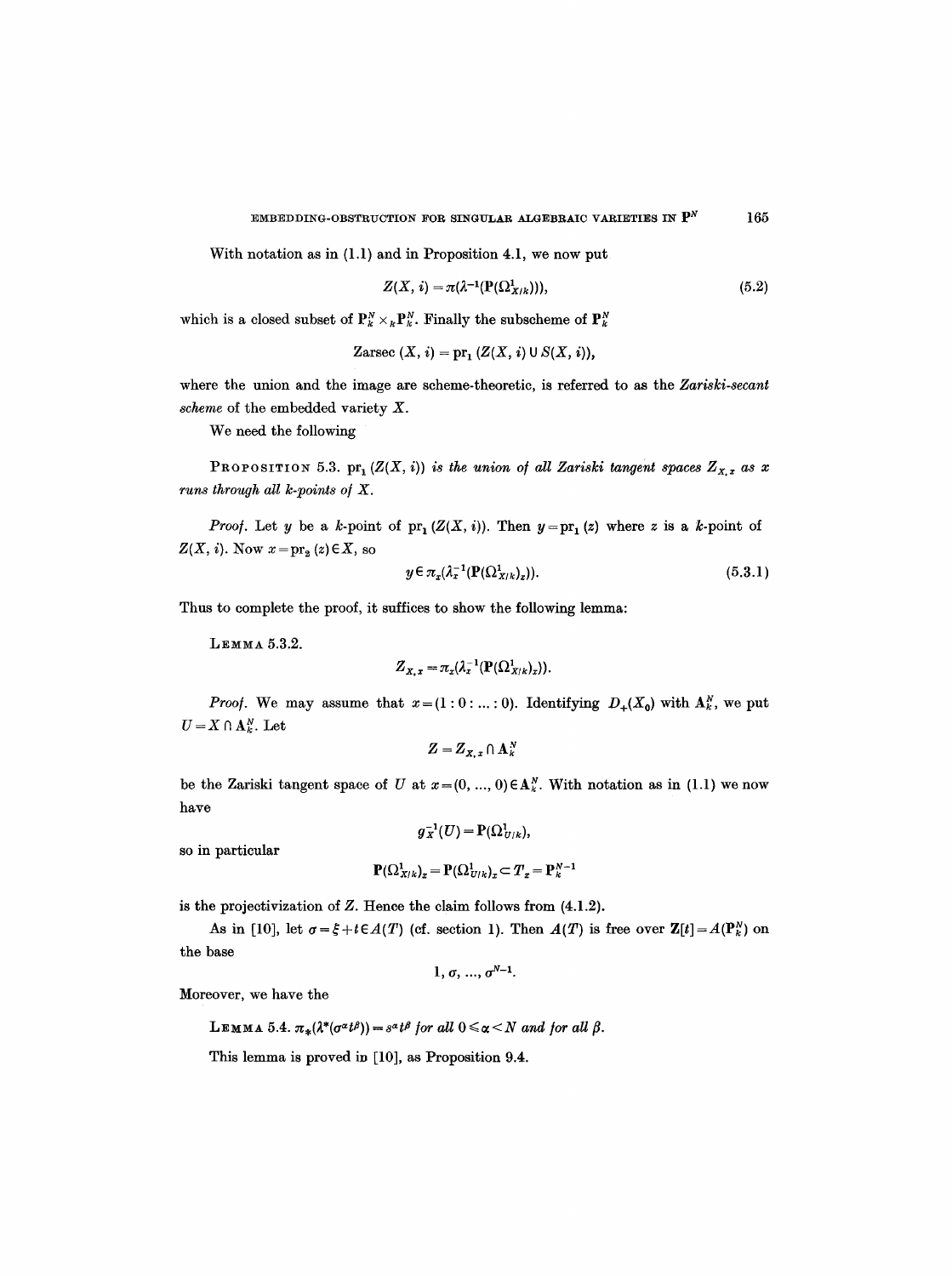With notation as in (1.1) and in Proposition 4.1, we now put

$$Z(X, i) = \pi(\lambda^{-1}(\mathbf{P}(\Omega^1_{X/k}))), \tag{5.2}$$

which is a closed subset of $\mathbf{P}^N_k \times_k \mathbf{P}^N_k$. Finally the subscheme of $\mathbf{P}^N_k$

$$\text{Zarsec}\,(X, i) = \text{pr}_1\,(Z(X, i) \cup S(X, i)),$$

where the union and the image are scheme-theoretic, is referred to as the *Zariski-secant scheme* of the embedded variety $X$.

We need the following

PROPOSITION 5.3. *$\text{pr}_1\,(Z(X, i))$ is the union of all Zariski tangent spaces $Z_{X,x}$ as $x$ runs through all $k$-points of $X$.*

*Proof.* Let $y$ be a $k$-point of $\text{pr}_1\,(Z(X, i))$. Then $y = \text{pr}_1\,(z)$ where $z$ is a $k$-point of $Z(X, i)$. Now $x = \text{pr}_2\,(z) \in X$, so

$$y \in \pi_x(\lambda_x^{-1}(\mathbf{P}(\Omega^1_{X/k})_x)). \tag{5.3.1}$$

Thus to complete the proof, it suffices to show the following lemma:

LEMMA 5.3.2.

$$Z_{X,x} = \pi_x(\lambda_x^{-1}(\mathbf{P}(\Omega^1_{X/k})_x)).$$

*Proof.* We may assume that $x = (1:0:\ldots:0)$. Identifying $D_+(X_0)$ with $\mathbf{A}^N_k$, we put $U = X \cap \mathbf{A}^N_k$. Let

$$Z = Z_{X,x} \cap \mathbf{A}^N_k$$

be the Zariski tangent space of $U$ at $x = (0, \ldots, 0) \in \mathbf{A}^N_k$. With notation as in (1.1) we now have

$$g_X^{-1}(U) = \mathbf{P}(\Omega^1_{U/k}),$$

so in particular

$$\mathbf{P}(\Omega^1_{X/k})_x = \mathbf{P}(\Omega^1_{U/k})_x \subset T_x = \mathbf{P}^{N-1}_k$$

is the projectivization of $Z$. Hence the claim follows from (4.1.2).

As in [10], let $\sigma = \xi + t \in A(T)$ (cf. section 1). Then $A(T)$ is free over $\mathbf{Z}[t] = A(\mathbf{P}^N_k)$ on the base

$$1, \sigma, \ldots, \sigma^{N-1}.$$

Moreover, we have the

LEMMA 5.4. *$\pi_*(\lambda^*(\sigma^\alpha t^\beta)) = s^\alpha t^\beta$ for all $0 \leqslant \alpha < N$ and for all $\beta$.*

This lemma is proved in [10], as Proposition 9.4.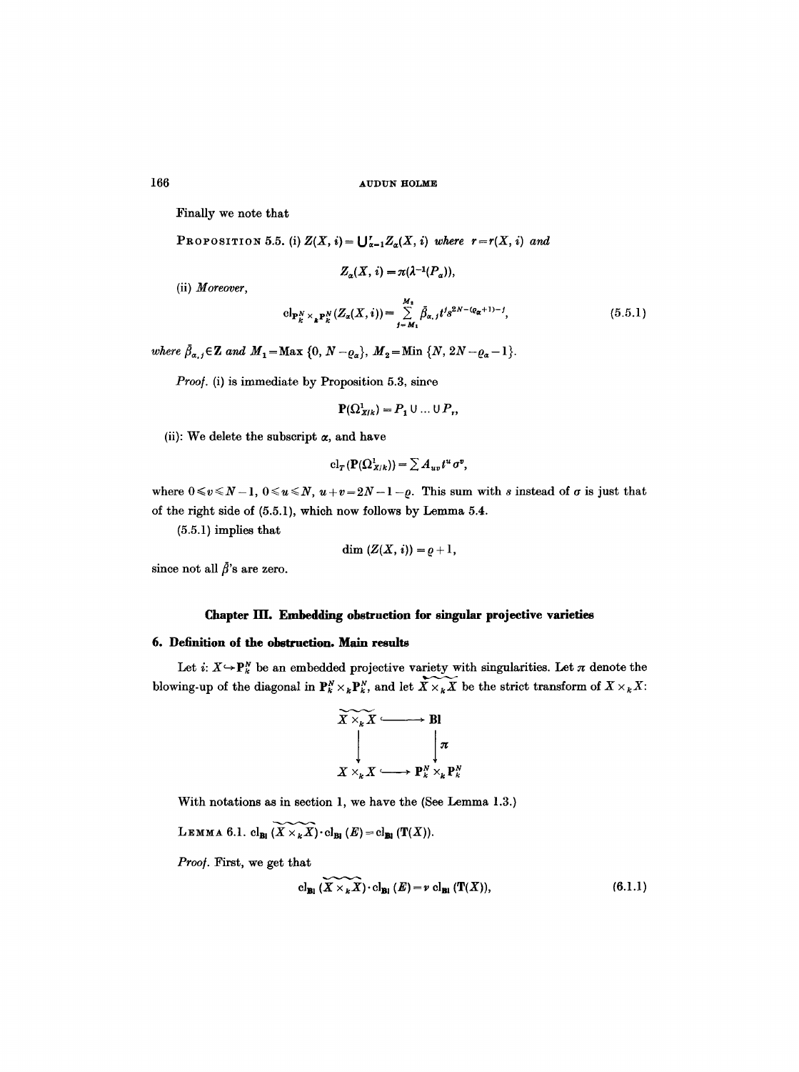Finally we note that

PROPOSITION 5.5. (i) $Z(X, i) = \bigcup_{\alpha=1}^{r} Z_\alpha(X, i)$ *where* $r = r(X, i)$ *and*

$$Z_\alpha(X, i) = \pi(\lambda^{-1}(P_\alpha)),$$

(ii) *Moreover,*

$$\mathrm{cl}_{\mathbf{P}_k^N \times_k \mathbf{P}_k^N}(Z_\alpha(X, i)) = \sum_{j=M_1}^{M_2} \tilde{\beta}_{\alpha, j} t^j s^{2N-(\varrho_\alpha+1)-j}, \tag{5.5.1}$$

*where* $\tilde{\beta}_{\alpha, j} \in \mathbf{Z}$ *and* $M_1 = \mathrm{Max}\,\{0, N - \varrho_\alpha\}$, $M_2 = \mathrm{Min}\,\{N, 2N - \varrho_\alpha - 1\}$.

*Proof.* (i) is immediate by Proposition 5.3, since

$$\mathbf{P}(\Omega^1_{X/k}) = P_1 \cup \ldots \cup P_r,$$

(ii): We delete the subscript $\alpha$, and have

$$\mathrm{cl}_T(\mathbf{P}(\Omega^1_{X/k})) = \sum A_{uv} t^u \sigma^v,$$

where $0 \leqslant v \leqslant N-1$, $0 \leqslant u \leqslant N$, $u + v = 2N - 1 - \varrho$. This sum with $s$ instead of $\sigma$ is just that of the right side of (5.5.1), which now follows by Lemma 5.4.

(5.5.1) implies that

$$\dim\,(Z(X, i)) = \varrho + 1,$$

since not all $\tilde{\beta}$'s are zero.

## Chapter III. Embedding obstruction for singular projective varieties

### 6. Definition of the obstruction. Main results

Let $i: X \hookrightarrow \mathbf{P}_k^N$ be an embedded projective variety with singularities. Let $\pi$ denote the blowing-up of the diagonal in $\mathbf{P}_k^N \times_k \mathbf{P}_k^N$, and let $\widetilde{X \times_k X}$ be the strict transform of $X \times_k X$:

$$\begin{array}{ccc} \widetilde{X \times_k X} & \hookrightarrow & \mathbf{Bl} \\ \downarrow & & \downarrow \pi \\ X \times_k X & \hookrightarrow & \mathbf{P}_k^N \times_k \mathbf{P}_k^N \end{array}$$

With notations as in section 1, we have the (See Lemma 1.3.)

LEMMA 6.1. $\mathrm{cl}_{\mathbf{Bl}}(\widetilde{X \times_k X}) \cdot \mathrm{cl}_{\mathbf{Bl}}(E) = \mathrm{cl}_{\mathbf{Bl}}(\mathbf{T}(X))$.

*Proof.* First, we get that

$$\mathrm{cl}_{\mathbf{Bl}}(\widetilde{X \times_k X}) \cdot \mathrm{cl}_{\mathbf{Bl}}(E) = \nu\, \mathrm{cl}_{\mathbf{Bl}}(\mathbf{T}(X)), \tag{6.1.1}$$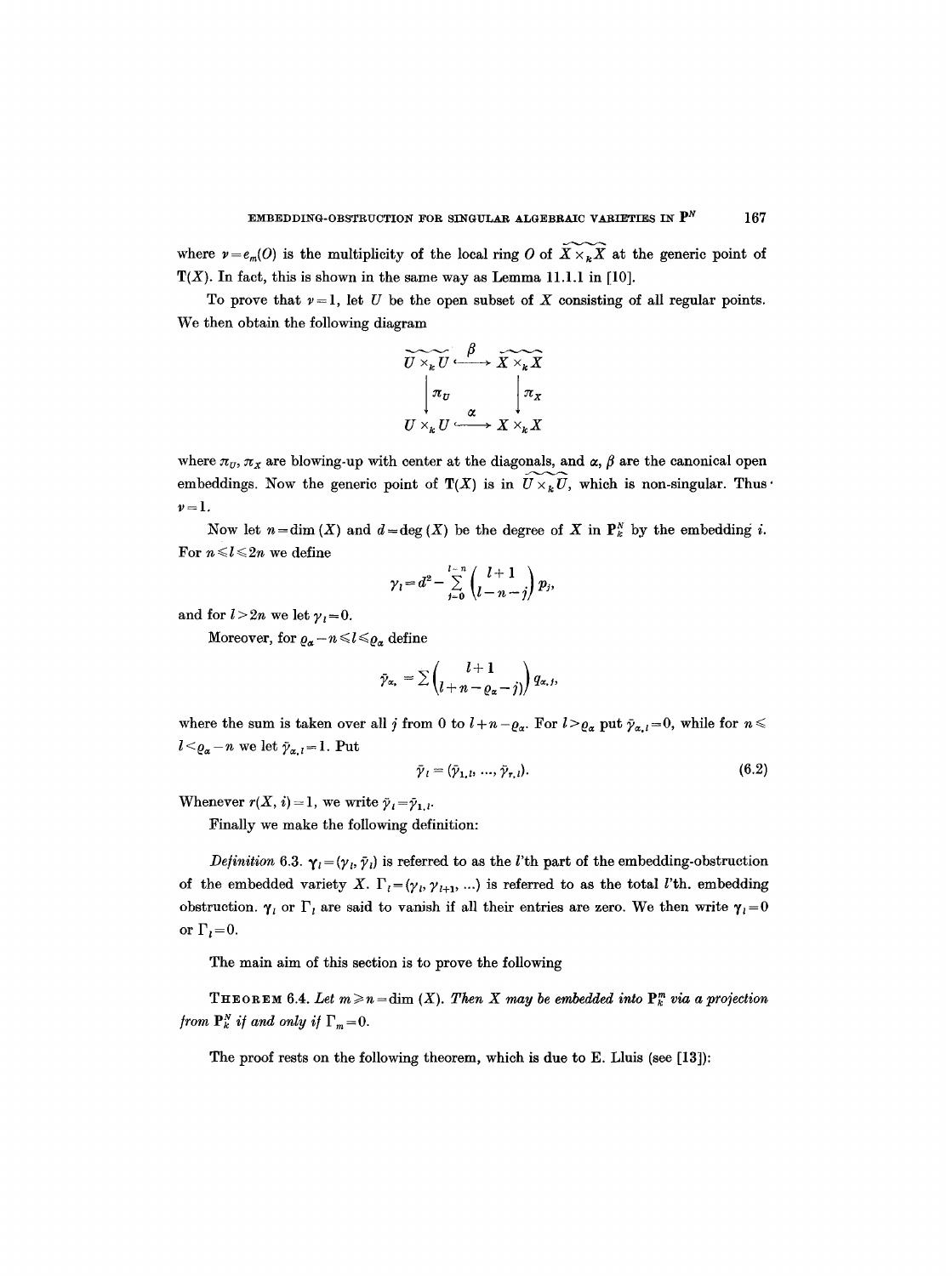where $\nu = e_m(O)$ is the multiplicity of the local ring $O$ of $\widetilde{X \times_k X}$ at the generic point of $\mathbf{T}(X)$. In fact, this is shown in the same way as Lemma 11.1.1 in [10].

To prove that $\nu = 1$, let $U$ be the open subset of $X$ consisting of all regular points. We then obtain the following diagram

$$\begin{array}{ccc} \widetilde{U \times_k U} & \overset{\beta}{\hookrightarrow} & \widetilde{X \times_k X} \\ \downarrow \pi_U & & \downarrow \pi_X \\ U \times_k U & \overset{\alpha}{\hookrightarrow} & X \times_k X \end{array}$$

where $\pi_U$, $\pi_X$ are blowing-up with center at the diagonals, and $\alpha$, $\beta$ are the canonical open embeddings. Now the generic point of $\mathbf{T}(X)$ is in $\widetilde{U \times_k U}$, which is non-singular. Thus $\nu = 1$.

Now let $n = \dim(X)$ and $d = \deg(X)$ be the degree of $X$ in $\mathbf{P}_k^N$ by the embedding $i$. For $n \leq l \leq 2n$ we define

$$\gamma_l = d^2 - \sum_{j=0}^{l-n} \binom{l+1}{l-n-j} p_j,$$

and for $l > 2n$ we let $\gamma_l = 0$.

Moreover, for $\varrho_\alpha - n \leq l \leq \varrho_\alpha$ define

$$\bar{\gamma}_{\alpha,l} = \sum \binom{l+1}{l+n-\varrho_\alpha - j} q_{\alpha,j},$$

where the sum is taken over all $j$ from 0 to $l + n - \varrho_\alpha$. For $l > \varrho_\alpha$ put $\bar{\gamma}_{\alpha,l} = 0$, while for $n \leq l < \varrho_\alpha - n$ we let $\bar{\gamma}_{\alpha,l} = 1$. Put

$$\bar{\gamma}_l = (\bar{\gamma}_{1,l}, \ldots, \bar{\gamma}_{r,l}). \tag{6.2}$$

Whenever $r(X, i) = 1$, we write $\bar{\gamma}_l = \bar{\gamma}_{1,l}$.

Finally we make the following definition:

*Definition* 6.3. $\boldsymbol{\gamma}_l = (\gamma_l, \bar{\gamma}_l)$ is referred to as the $l$'th part of the embedding-obstruction of the embedded variety $X$. $\Gamma_l = (\boldsymbol{\gamma}_l, \boldsymbol{\gamma}_{l+1}, \ldots)$ is referred to as the total $l$'th. embedding obstruction. $\boldsymbol{\gamma}_l$ or $\Gamma_l$ are said to vanish if all their entries are zero. We then write $\boldsymbol{\gamma}_l = 0$ or $\Gamma_l = 0$.

The main aim of this section is to prove the following

THEOREM 6.4. *Let $m \geq n = \dim(X)$. Then $X$ may be embedded into $\mathbf{P}_k^m$ via a projection from $\mathbf{P}_k^N$ if and only if $\Gamma_m = 0$.*

The proof rests on the following theorem, which is due to E. Lluis (see [13]):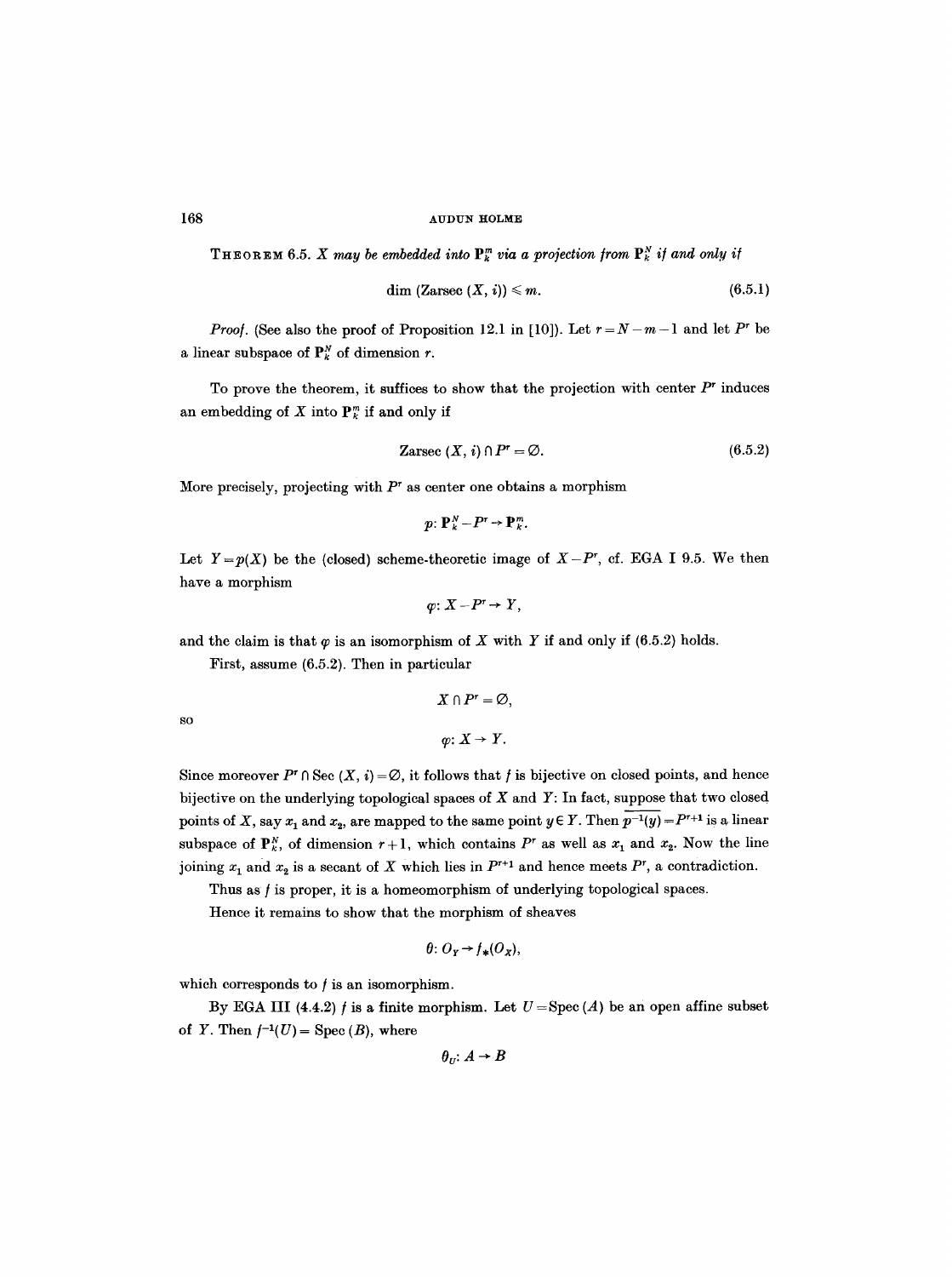**Theorem 6.5.** *$X$ may be embedded into $\mathbf{P}_k^m$ via a projection from $\mathbf{P}_k^N$ if and only if*

$$\dim(\operatorname{Zarsec}(X, i)) \leqslant m. \tag{6.5.1}$$

*Proof.* (See also the proof of Proposition 12.1 in [10]). Let $r = N - m - 1$ and let $P^r$ be a linear subspace of $\mathbf{P}_k^N$ of dimension $r$.

To prove the theorem, it suffices to show that the projection with center $P^r$ induces an embedding of $X$ into $\mathbf{P}_k^m$ if and only if

$$\operatorname{Zarsec}(X, i) \cap P^r = \varnothing. \tag{6.5.2}$$

More precisely, projecting with $P^r$ as center one obtains a morphism

$$p: \mathbf{P}_k^N - P^r \to \mathbf{P}_k^m.$$

Let $Y = p(X)$ be the (closed) scheme-theoretic image of $X - P^r$, cf. EGA I 9.5. We then have a morphism

$$\varphi: X - P^r \to Y,$$

and the claim is that $\varphi$ is an isomorphism of $X$ with $Y$ if and only if (6.5.2) holds.

First, assume (6.5.2). Then in particular

$$X \cap P^r = \varnothing,$$

so

$$\varphi: X \to Y.$$

Since moreover $P^r \cap \operatorname{Sec}(X, i) = \varnothing$, it follows that $f$ is bijective on closed points, and hence bijective on the underlying topological spaces of $X$ and $Y$: In fact, suppose that two closed points of $X$, say $x_1$ and $x_2$, are mapped to the same point $y \in Y$. Then $\overline{p^{-1}(y)} = P^{r+1}$ is a linear subspace of $\mathbf{P}_k^N$, of dimension $r+1$, which contains $P^r$ as well as $x_1$ and $x_2$. Now the line joining $x_1$ and $x_2$ is a secant of $X$ which lies in $P^{r+1}$ and hence meets $P^r$, a contradiction.

Thus as $f$ is proper, it is a homeomorphism of underlying topological spaces.

Hence it remains to show that the morphism of sheaves

$$\theta: O_Y \to f_*(O_X),$$

which corresponds to $f$ is an isomorphism.

By EGA III (4.4.2) $f$ is a finite morphism. Let $U = \operatorname{Spec}(A)$ be an open affine subset of $Y$. Then $f^{-1}(U) = \operatorname{Spec}(B)$, where

$$\theta_U: A \to B$$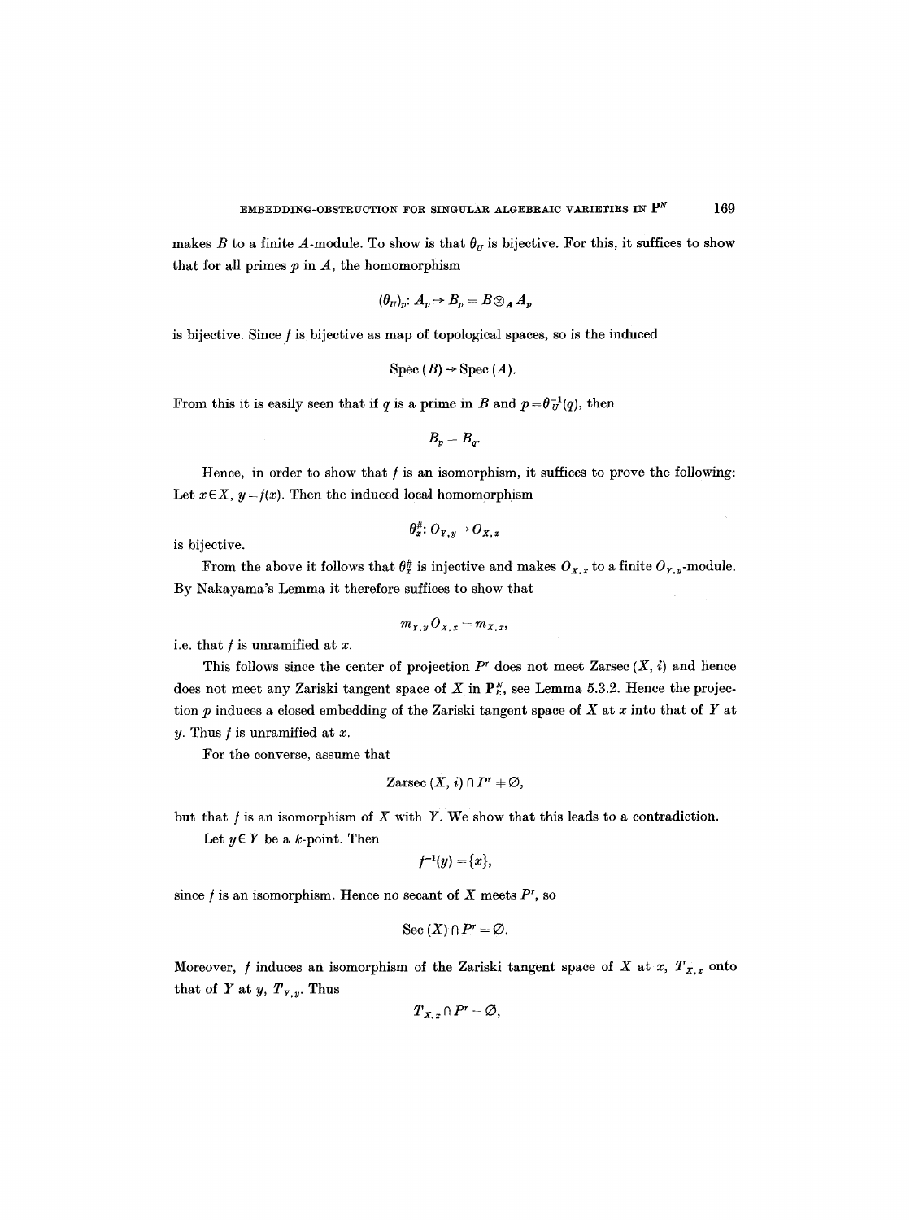makes $B$ to a finite $A$-module. To show is that $\theta_U$ is bijective. For this, it suffices to show that for all primes $p$ in $A$, the homomorphism

$$(\theta_U)_p: A_p \to B_p = B \otimes_A A_p$$

is bijective. Since $f$ is bijective as map of topological spaces, so is the induced

$$\operatorname{Spec}(B) \to \operatorname{Spec}(A).$$

From this it is easily seen that if $q$ is a prime in $B$ and $p = \theta_U^{-1}(q)$, then

$$B_p = B_q.$$

Hence, in order to show that $f$ is an isomorphism, it suffices to prove the following: Let $x \in X$, $y = f(x)$. Then the induced local homomorphism

$$\theta_x^{\#}: O_{Y,y} \to O_{X,x}$$

is bijective.

From the above it follows that $\theta_x^{\#}$ is injective and makes $O_{X,x}$ to a finite $O_{Y,y}$-module. By Nakayama's Lemma it therefore suffices to show that

$$m_{Y,y} O_{X,x} = m_{X,x},$$

i.e. that $f$ is unramified at $x$.

This follows since the center of projection $P^r$ does not meet Zarsec $(X, i)$ and hence does not meet any Zariski tangent space of $X$ in $\mathbf{P}_k^N$, see Lemma 5.3.2. Hence the projection $p$ induces a closed embedding of the Zariski tangent space of $X$ at $x$ into that of $Y$ at $y$. Thus $f$ is unramified at $x$.

For the converse, assume that

$$\operatorname{Zarsec}(X, i) \cap P^r \neq \emptyset,$$

but that $f$ is an isomorphism of $X$ with $Y$. We show that this leads to a contradiction.

Let $y \in Y$ be a $k$-point. Then

$$f^{-1}(y) = \{x\},$$

since $f$ is an isomorphism. Hence no secant of $X$ meets $P^r$, so

$$\operatorname{Sec}(X) \cap P^r = \emptyset.$$

Moreover, $f$ induces an isomorphism of the Zariski tangent space of $X$ at $x$, $T_{X,x}$ onto that of $Y$ at $y$, $T_{Y,y}$. Thus

$$T_{X,x} \cap P^r = \emptyset,$$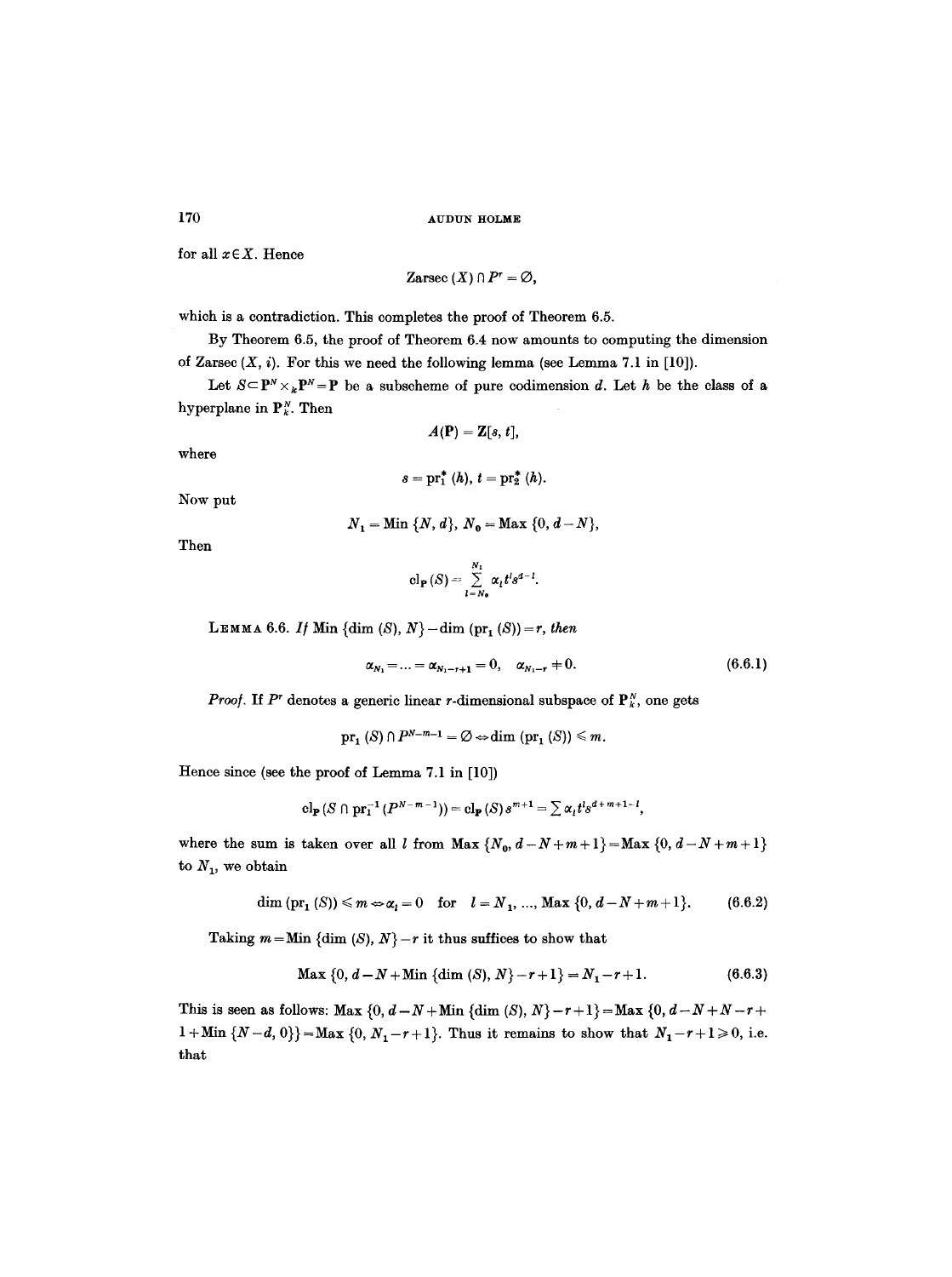for all $x \in X$. Hence

$$\operatorname{Zarsec}(X) \cap P^r = \varnothing,$$

which is a contradiction. This completes the proof of Theorem 6.5.

By Theorem 6.5, the proof of Theorem 6.4 now amounts to computing the dimension of Zarsec $(X, i)$. For this we need the following lemma (see Lemma 7.1 in [10]).

Let $S \subset \mathbf{P}^N \times_k \mathbf{P}^N = \mathbf{P}$ be a subscheme of pure codimension $d$. Let $h$ be the class of a hyperplane in $\mathbf{P}_k^N$. Then

$$A(\mathbf{P}) = \mathbf{Z}[s, t],$$

where

$$s = \operatorname{pr}_1^*(h),\ t = \operatorname{pr}_2^*(h).$$

Now put

$$N_1 = \operatorname{Min}\{N, d\},\ N_0 = \operatorname{Max}\{0, d-N\},$$

Then

$$\operatorname{cl}_{\mathbf{P}}(S) = \sum_{l=N_0}^{N_1} \alpha_l t^l s^{d-l}.$$

**Lemma 6.6.** *If* $\operatorname{Min}\{\dim(S), N\} - \dim(\operatorname{pr}_1(S)) = r$, *then*

$$\alpha_{N_1} = \ldots = \alpha_{N_1-r+1} = 0, \quad \alpha_{N_1-r} \neq 0. \tag{6.6.1}$$

*Proof.* If $P^r$ denotes a generic linear $r$-dimensional subspace of $\mathbf{P}_k^N$, one gets

$$\operatorname{pr}_1(S) \cap P^{N-m-1} = \varnothing \Leftrightarrow \dim(\operatorname{pr}_1(S)) \leqslant m.$$

Hence since (see the proof of Lemma 7.1 in [10])

$$\operatorname{cl}_{\mathbf{P}}(S \cap \operatorname{pr}_1^{-1}(P^{N-m-1})) = \operatorname{cl}_{\mathbf{P}}(S)\, s^{m+1} = \sum \alpha_l t^l s^{d+m+1-l},$$

where the sum is taken over all $l$ from $\operatorname{Max}\{N_0, d-N+m+1\} = \operatorname{Max}\{0, d-N+m+1\}$ to $N_1$, we obtain

$$\dim(\operatorname{pr}_1(S)) \leqslant m \Leftrightarrow \alpha_l = 0 \quad \text{for} \quad l = N_1, \ldots, \operatorname{Max}\{0, d-N+m+1\}. \tag{6.6.2}$$

Taking $m = \operatorname{Min}\{\dim(S), N\} - r$ it thus suffices to show that

$$\operatorname{Max}\{0, d-N+\operatorname{Min}\{\dim(S), N\} - r + 1\} = N_1 - r + 1. \tag{6.6.3}$$

This is seen as follows: $\operatorname{Max}\{0, d-N+\operatorname{Min}\{\dim(S), N\}-r+1\} = \operatorname{Max}\{0, d-N+N-r+1+\operatorname{Min}\{N-d, 0\}\} = \operatorname{Max}\{0, N_1-r+1\}$. Thus it remains to show that $N_1 - r + 1 \geqslant 0$, i.e. that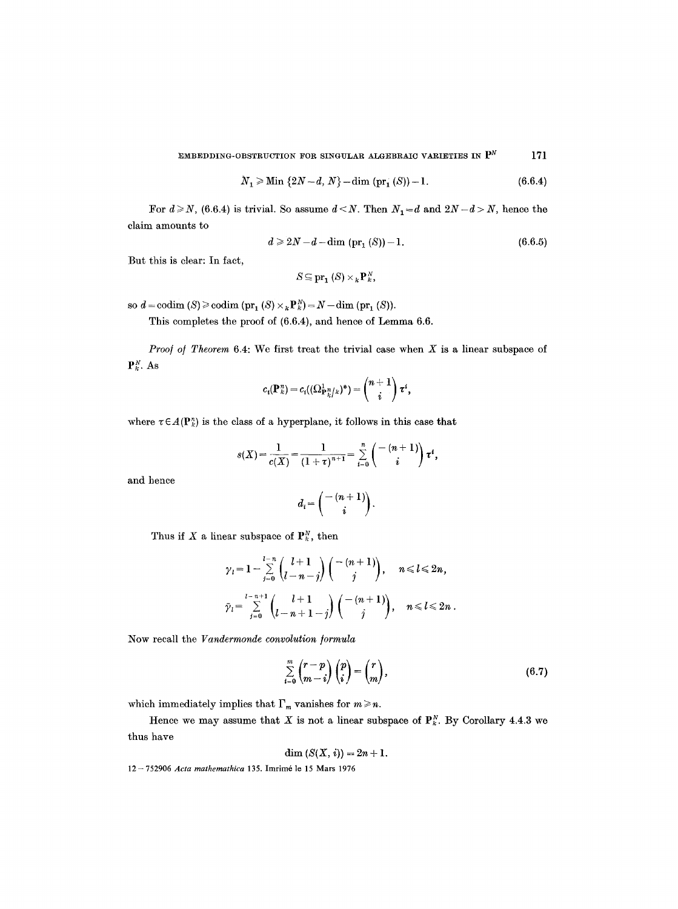$$N_1 \geqslant \operatorname{Min}\{2N-d, N\} - \dim(\mathrm{pr}_1(S)) - 1. \tag{6.6.4}$$

For $d \geqslant N$, (6.6.4) is trivial. So assume $d < N$. Then $N_1 = d$ and $2N - d > N$, hence the claim amounts to

$$d \geqslant 2N - d - \dim(\mathrm{pr}_1(S)) - 1. \tag{6.6.5}$$

But this is clear: In fact,

$$S \subseteq \mathrm{pr}_1(S) \times_k \mathbf{P}_k^N,$$

so $d = \operatorname{codim}(S) \geqslant \operatorname{codim}(\mathrm{pr}_1(S) \times_k \mathbf{P}_k^N) = N - \dim(\mathrm{pr}_1(S))$.

This completes the proof of (6.6.4), and hence of Lemma 6.6.

*Proof of Theorem* 6.4: We first treat the trivial case when $X$ is a linear subspace of $\mathbf{P}_k^N$. As

$$c_i(\mathbf{P}_k^n) = c_i((\Omega^1_{\mathbf{P}_k^n/k})^*) = \binom{n+1}{i}\tau^i,$$

where $\tau \in A(\mathbf{P}_k^n)$ is the class of a hyperplane, it follows in this case that

$$s(X) = \frac{1}{c(X)} = \frac{1}{(1+\tau)^{n+1}} = \sum_{i=0}^{n} \binom{-(n+1)}{i}\tau^i,$$

and hence

$$d_i = \binom{-(n+1)}{i}.$$

Thus if $X$ a linear subspace of $\mathbf{P}_k^N$, then

$$\gamma_l = 1 - \sum_{j=0}^{l-n} \binom{l+1}{l-n-j}\binom{-(n+1)}{j}, \quad n \leqslant l \leqslant 2n,$$

$$\bar{\gamma}_l = \sum_{j=0}^{l-n+1} \binom{l+1}{l-n+1-j}\binom{-(n+1)}{j}, \quad n \leqslant l \leqslant 2n.$$

Now recall the *Vandermonde convolution formula*

$$\sum_{i=0}^{m} \binom{r-p}{m-i}\binom{p}{i} = \binom{r}{m}, \tag{6.7}$$

which immediately implies that $\Gamma_m$ vanishes for $m \geqslant n$.

Hence we may assume that $X$ is not a linear subspace of $\mathbf{P}_k^N$. By Corollary 4.4.3 we thus have

$$\dim(S(X, i)) = 2n + 1.$$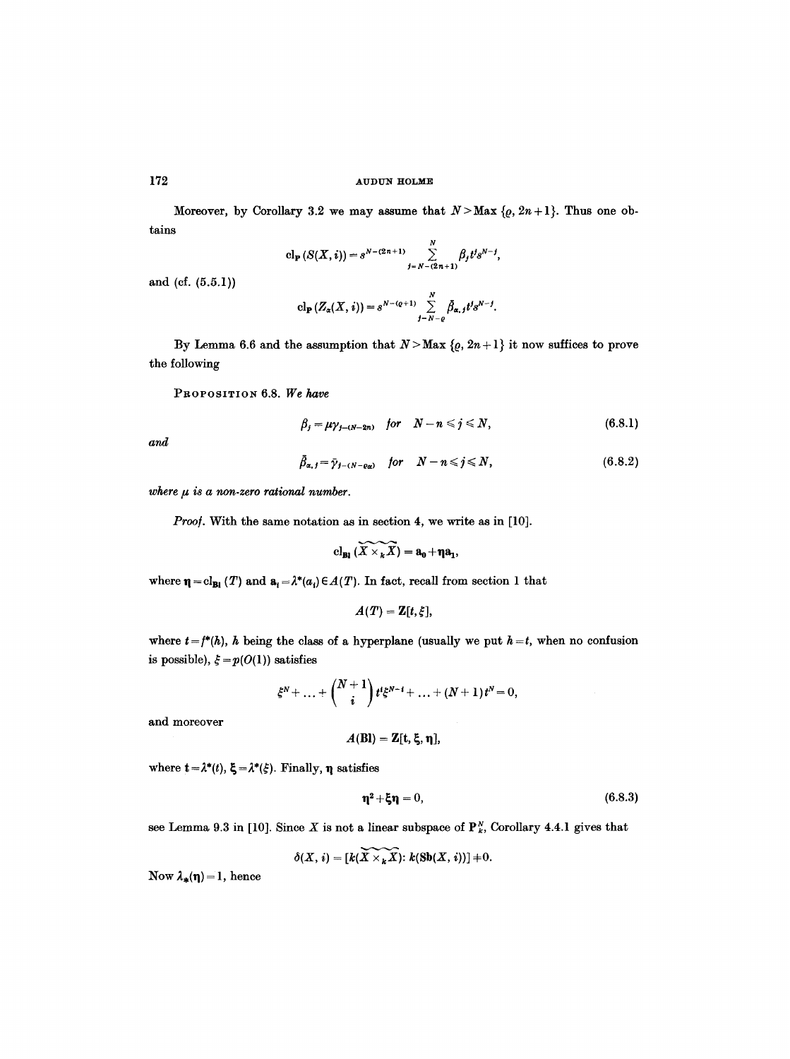Moreover, by Corollary 3.2 we may assume that $N > \operatorname{Max}\{\varrho, 2n+1\}$. Thus one obtains

$$\operatorname{cl}_{\mathbf{P}}(S(X,i)) = s^{N-(2n+1)} \sum_{j=N-(2n+1)}^{N} \beta_j t^j s^{N-j},$$

and (cf. (5.5.1))

$$\operatorname{cl}_{\mathbf{P}}(Z_\alpha(X,i)) = s^{N-(\varrho+1)} \sum_{j=N-\varrho}^{N} \bar{\beta}_{\alpha,j} t^j s^{N-j}.$$

By Lemma 6.6 and the assumption that $N > \operatorname{Max}\{\varrho, 2n+1\}$ it now suffices to prove the following

PROPOSITION 6.8. *We have*

$$\beta_j = \mu \gamma_{j-(N-2n)} \quad \text{for} \quad N-n \leqslant j \leqslant N, \tag{6.8.1}$$

*and*

$$\bar{\beta}_{\alpha,j} = \bar{\gamma}_{j-(N-\varrho\alpha)} \quad \text{for} \quad N-n \leqslant j \leqslant N, \tag{6.8.2}$$

*where $\mu$ is a non-zero rational number.*

*Proof.* With the same notation as in section 4, we write as in [10].

$$\operatorname{cl}_{\mathbf{Bl}}(\widetilde{X \times_k X}) = \mathbf{a}_0 + \boldsymbol{\eta}\mathbf{a}_1,$$

where $\boldsymbol{\eta} = \operatorname{cl}_{\mathbf{Bl}}(T)$ and $\mathbf{a}_i = \lambda^*(a_i) \in A(T)$. In fact, recall from section 1 that

$$A(T) = \mathbf{Z}[t, \xi],$$

where $t = f^*(h)$, $h$ being the class of a hyperplane (usually we put $h = t$, when no confusion is possible), $\xi = p(O(1))$ satisfies

$$\xi^N + \ldots + \binom{N+1}{i} t^i \xi^{N-i} + \ldots + (N+1) t^N = 0,$$

and moreover

$$A(\mathbf{Bl}) = \mathbf{Z}[\mathbf{t}, \boldsymbol{\xi}, \boldsymbol{\eta}],$$

where $\mathbf{t} = \lambda^*(t)$, $\boldsymbol{\xi} = \lambda^*(\xi)$. Finally, $\boldsymbol{\eta}$ satisfies

$$\boldsymbol{\eta}^2 + \boldsymbol{\xi}\boldsymbol{\eta} = 0, \tag{6.8.3}$$

see Lemma 9.3 in [10]. Since $X$ is not a linear subspace of $\mathbf{P}_k^N$, Corollary 4.4.1 gives that

$$\delta(X,i) = [k(\widetilde{X \times_k X}) : k(\mathbf{Sb}(X,i))] \neq 0.$$

Now $\lambda_*(\boldsymbol{\eta}) = 1$, hence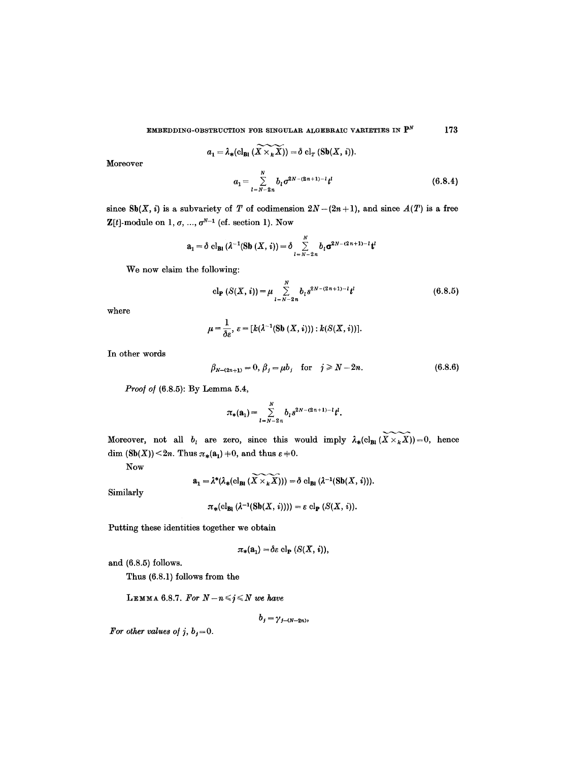$$a_1 = \lambda_*(\mathrm{cl}_{\mathbf{Bl}}(\widetilde{X \times_k X})) = \delta\, \mathrm{cl}_T(\mathbf{Sb}(X, i)).$$

Moreover

$$a_1 = \sum_{l=N-2n}^{N} b_l \sigma^{2N-(2n+1)-l} t^l \tag{6.8.4}$$

since $\mathbf{Sb}(X, i)$ is a subvariety of $T$ of codimension $2N-(2n+1)$, and since $A(T)$ is a free $\mathbf{Z}[t]$-module on $1, \sigma, ..., \sigma^{N-1}$ (cf. section 1). Now

$$\mathbf{a}_1 = \delta\, \mathrm{cl}_{\mathbf{Bl}}(\lambda^{-1}(\mathbf{Sb}(X, i)) = \delta \sum_{l=N-2n}^{N} b_l \boldsymbol{\sigma}^{2N-(2n+1)-l} \mathbf{t}^l$$

We now claim the following:

$$\mathrm{cl}_{\mathbf{P}}(S(X, i)) = \mu \sum_{l=N-2n}^{N} b_l s^{2N-(2n+1)-l} t^l \tag{6.8.5}$$

where

$$\mu = \frac{1}{\delta \varepsilon},\ \varepsilon = [k(\lambda^{-1}(\mathbf{Sb}(X, i))) : k(S(X, i))].$$

In other words

$$\beta_{N-(2n+1)} = 0,\ \beta_j = \mu b_j \quad \text{for} \quad j \geqslant N-2n. \tag{6.8.6}$$

*Proof of* (6.8.5): By Lemma 5.4,

$$\pi_*(\mathbf{a}_1) = \sum_{l=N-2n}^{N} b_l s^{2N-(2n+1)-l} t^l.$$

Moreover, not all $b_l$ are zero, since this would imply $\lambda_*(\mathrm{cl}_{\mathbf{Bl}}(\widetilde{X \times_k X})) = 0$, hence $\dim(\mathbf{Sb}(X)) < 2n$. Thus $\pi_*(\mathbf{a}_1) \neq 0$, and thus $\varepsilon \neq 0$.

Now

$$\mathbf{a}_1 = \lambda^*(\lambda_*(\mathrm{cl}_{\mathbf{Bl}}(\widetilde{X \times_k X}))) = \delta\, \mathrm{cl}_{\mathbf{Bl}}(\lambda^{-1}(\mathbf{Sb}(X, i))).$$

Similarly

$$\pi_*(\mathrm{cl}_{\mathbf{Bl}}(\lambda^{-1}(\mathbf{Sb}(X, i)))) = \varepsilon\, \mathrm{cl}_{\mathbf{P}}(S(X, i)).$$

Putting these identities together we obtain

$$\pi_*(\mathbf{a}_1) = \delta \varepsilon\, \mathrm{cl}_{\mathbf{P}}(S(X, i)),$$

and (6.8.5) follows.

Thus (6.8.1) follows from the

LEMMA 6.8.7. *For $N-n \leqslant j \leqslant N$ we have*

$$b_j = \gamma_{j-(N-2n)},$$

*For other values of $j$, $b_j = 0$.*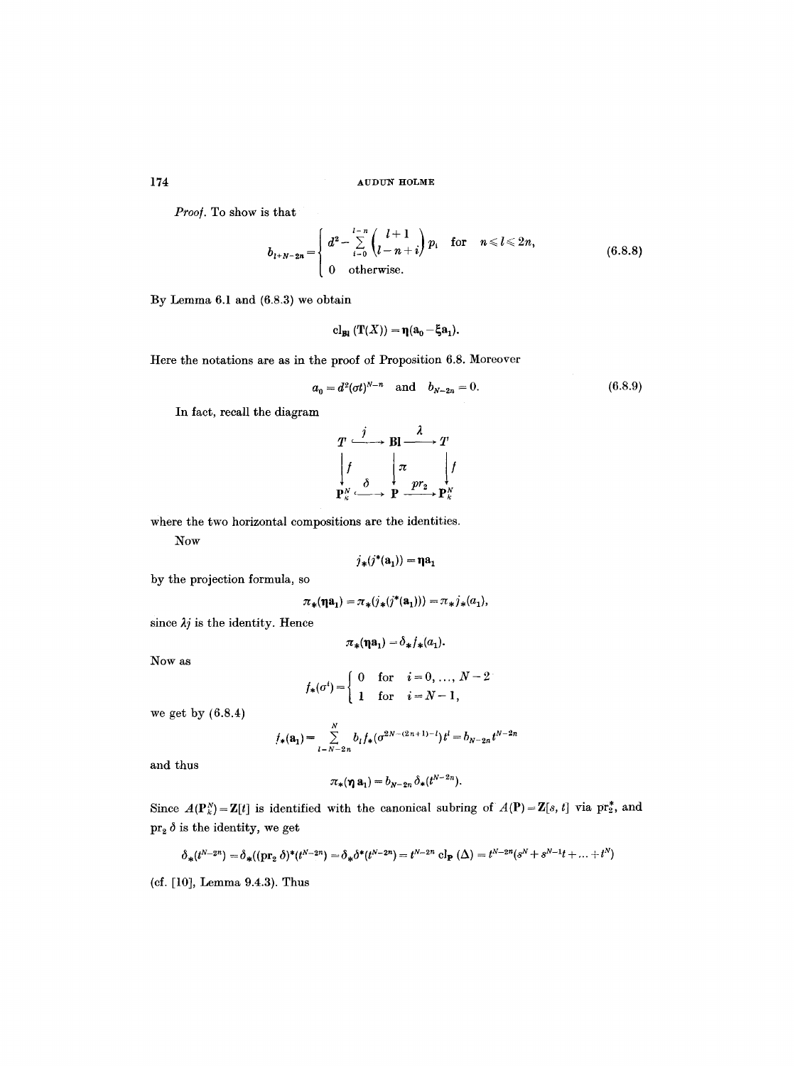*Proof.* To show is that

$$b_{l+N-2n} = \begin{cases} d^2 - \sum_{i=0}^{l-n} \binom{l+1}{l-n+i} p_i & \text{for} \quad n \leq l \leq 2n, \\ 0 & \text{otherwise.} \end{cases} \tag{6.8.8}$$

By Lemma 6.1 and (6.8.3) we obtain

$$\mathrm{cl}_{\mathbf{Bl}}\,(\mathbf{T}(X)) = \mathbf{\eta}(\mathbf{a}_0 - \mathbf{\xi}\mathbf{a}_1).$$

Here the notations are as in the proof of Proposition 6.8. Moreover

$$a_0 = d^2(\sigma t)^{N-n} \quad \text{and} \quad b_{N-2n} = 0. \tag{6.8.9}$$

In fact, recall the diagram

$$\begin{array}{ccccc} T & \overset{j}{\hookrightarrow} & \mathbf{Bl} & \overset{\lambda}{\longrightarrow} & T \\ \downarrow f & & \downarrow \pi & & \downarrow f \\ \mathbf{P}_k^N & \overset{\delta}{\hookrightarrow} & \mathbf{P} & \overset{pr_2}{\longrightarrow} & \mathbf{P}_k^N \end{array}$$

where the two horizontal compositions are the identities.

Now

$$j_*(j^*(\mathbf{a}_1)) = \mathbf{\eta}\mathbf{a}_1$$

by the projection formula, so

$$\pi_*(\mathbf{\eta}\mathbf{a}_1) = \pi_*(j_*(j^*(\mathbf{a}_1))) = \pi_* j_*(a_1),$$

since $\lambda j$ is the identity. Hence

$$\pi_*(\mathbf{\eta}\mathbf{a}_1) = \delta_* f_*(a_1).$$

Now as

$$f_*(\sigma^i) = \begin{cases} 0 & \text{for} \quad i = 0, \ldots, N-2 \\ 1 & \text{for} \quad i = N-1, \end{cases}$$

we get by (6.8.4)

$$f_*(\mathbf{a}_1) = \sum_{l=N-2n}^{N} b_l f_*(\sigma^{2N-(2n+1)-l})t^l = b_{N-2n} t^{N-2n}$$

and thus

$$\pi_*(\mathbf{\eta}\,\mathbf{a}_1) = b_{N-2n}\,\delta_*(t^{N-2n}).$$

Since $A(\mathbf{P}_k^N) = \mathbf{Z}[t]$ is identified with the canonical subring of $A(\mathbf{P}) = \mathbf{Z}[s, t]$ via $\mathrm{pr}_2^*$, and $\mathrm{pr}_2\,\delta$ is the identity, we get

$$\delta_*(t^{N-2n}) = \delta_*((\mathrm{pr}_2\,\delta)^*(t^{N-2n}) = \delta_*\delta^*(t^{N-2n}) = t^{N-2n}\,\mathrm{cl}_{\mathbf{P}}\,(\Delta) = t^{N-2n}(s^N + s^{N-1}t + \ldots + t^N)$$

(cf. [10], Lemma 9.4.3). Thus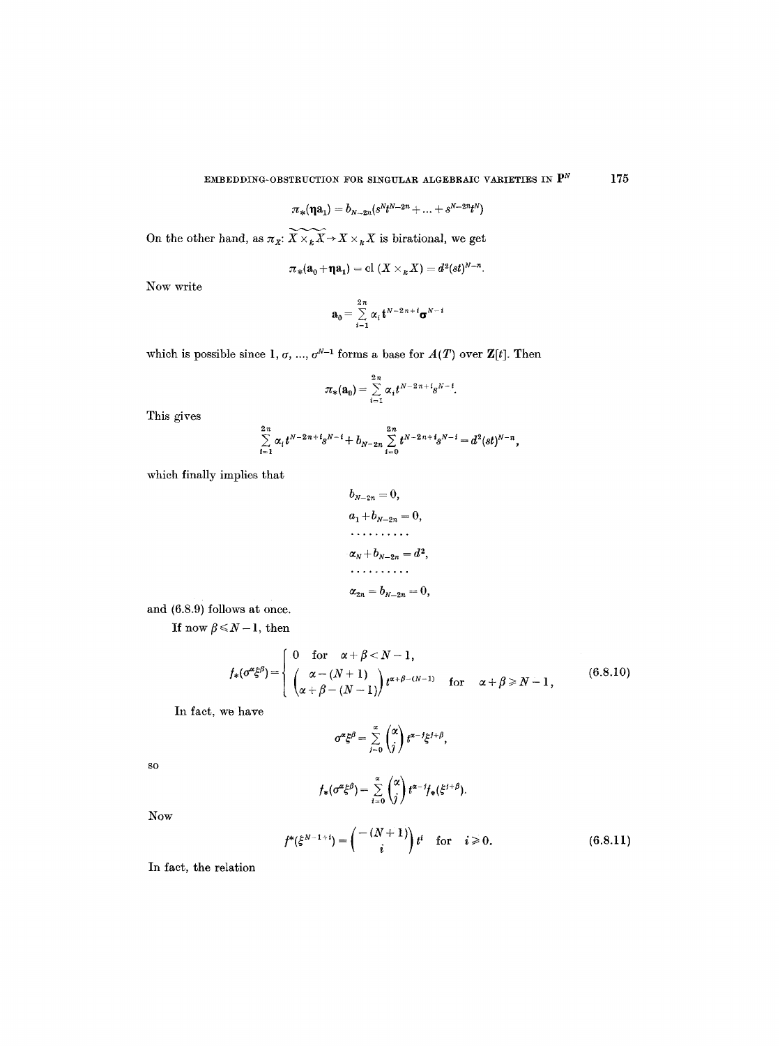$$\pi_*(\eta\mathbf{a}_1) = b_{N-2n}(s^N t^{N-2n} + \ldots + s^{N-2n} t^N)$$

On the other hand, as $\pi_X\colon \widetilde{X \times_k X} \to X \times_k X$ is birational, we get

$$\pi_*(\mathbf{a}_0 + \eta\mathbf{a}_1) = \operatorname{cl}(X \times_k X) = d^2(st)^{N-n}.$$

Now write

$$\mathbf{a}_0 = \sum_{i=1}^{2n} \alpha_i \mathbf{t}^{N-2n+i} \boldsymbol{\sigma}^{N-i}$$

which is possible since $1, \sigma, \ldots, \sigma^{N-1}$ forms a base for $A(T)$ over $\mathbf{Z}[t]$. Then

$$\pi_*(\mathbf{a}_0) = \sum_{i=1}^{2n} \alpha_i t^{N-2n+i} s^{N-i}.$$

This gives

$$\sum_{i=1}^{2n} \alpha_i t^{N-2n+i} s^{N-i} + b_{N-2n} \sum_{i=0}^{2n} t^{N-2n+i} s^{N-i} = d^2(st)^{N-n},$$

which finally implies that

$$\begin{aligned}
&b_{N-2n} = 0,\\
&a_1 + b_{N-2n} = 0,\\
&\ldots\ldots\ldots\ldots\\
&\alpha_N + b_{N-2n} = d^2,\\
&\ldots\ldots\ldots\ldots\\
&\alpha_{2n} = b_{N-2n} = 0,
\end{aligned}$$

and (6.8.9) follows at once.

If now $\beta \leqslant N-1$, then

$$f_*(\sigma^\alpha \xi^\beta) = \begin{cases} 0 & \text{for} \quad \alpha + \beta < N-1, \\ \dbinom{\alpha - (N+1)}{\alpha + \beta - (N-1)} t^{\alpha+\beta-(N-1)} & \text{for} \quad \alpha + \beta \geqslant N-1, \end{cases} \tag{6.8.10}$$

In fact, we have

$$\sigma^\alpha \xi^\beta = \sum_{j=0}^{\alpha} \binom{\alpha}{j} t^{\alpha-j} \xi^{j+\beta},$$

so

$$f_*(\sigma^\alpha \xi^\beta) = \sum_{i=0}^{\alpha} \binom{\alpha}{j} t^{\alpha-j} f_*(\xi^{j+\beta}).$$

Now

$$f^*(\xi^{N-1+i}) = \binom{-(N+1)}{i} t^i \quad \text{for} \quad i \geqslant 0. \tag{6.8.11}$$

In fact, the relation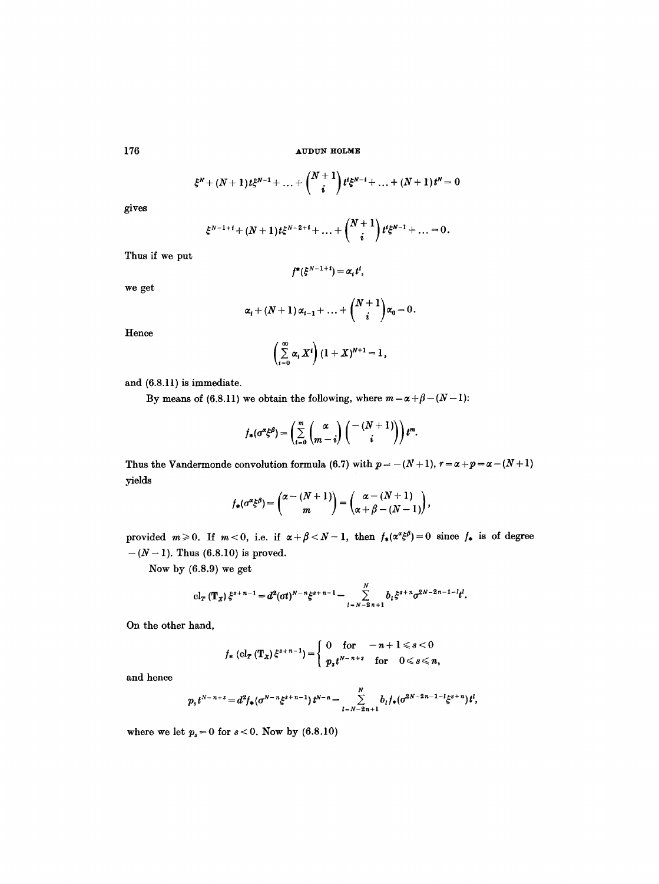$$\xi^N + (N+1)t\xi^{N-1} + \ldots + \binom{N+1}{i} t^i \xi^{N-i} + \ldots + (N+1)t^N = 0$$

gives

$$\xi^{N-1+i} + (N+1)t\xi^{N-2+i} + \ldots + \binom{N+1}{i} t^i \xi^{N-1} + \ldots = 0.$$

Thus if we put

$$f^*(\xi^{N-1+i}) = \alpha_i t^i,$$

we get

$$\alpha_i + (N+1)\alpha_{i-1} + \ldots + \binom{N+1}{i}\alpha_0 = 0.$$

Hence

$$\left(\sum_{i=0}^{\infty} \alpha_i X^i\right)(1+X)^{N+1} = 1,$$

and (6.8.11) is immediate.

By means of (6.8.11) we obtain the following, where $m = \alpha + \beta - (N-1)$:

$$f_*(\sigma^\alpha \xi^\beta) = \left(\sum_{i=0}^{m} \binom{\alpha}{m-i}\binom{-(N+1)}{i}\right) t^m.$$

Thus the Vandermonde convolution formula (6.7) with $p = -(N+1)$, $r = \alpha + p = \alpha - (N+1)$ yields

$$f_*(\sigma^\alpha \xi^\beta) = \binom{\alpha - (N+1)}{m} = \binom{\alpha - (N+1)}{\alpha + \beta - (N-1)},$$

provided $m \geqslant 0$. If $m < 0$, i.e. if $\alpha + \beta < N - 1$, then $f_*(\alpha^\alpha \xi^\beta) = 0$ since $f_*$ is of degree $-(N-1)$. Thus (6.8.10) is proved.

Now by (6.8.9) we get

$$\mathrm{cl}_T(\mathbf{T}_X)\,\xi^{s+n-1} = d^2(\sigma t)^{N-n}\xi^{s+n-1} - \sum_{l=N-2n+1}^{N} b_l \xi^{s+n}\sigma^{2N-2n-1-l}t^l.$$

On the other hand,

$$f_*(\mathrm{cl}_T(\mathbf{T}_X)\,\xi^{s+n-1}) = \begin{cases} 0 & \text{for} \quad -n+1 \leqslant s < 0 \\ p_s t^{N-n+s} & \text{for} \quad 0 \leqslant s \leqslant n, \end{cases}$$

and hence

$$p_s t^{N-n+s} = d^2 f_*(\sigma^{N-n}\xi^{s+n-1})\,t^{N-n} - \sum_{l=N-2n+1}^{N} b_l f_*(\sigma^{2N-2n-1-l}\xi^{s+n})\,t^l,$$

where we let $p_s = 0$ for $s < 0$. Now by (6.8.10)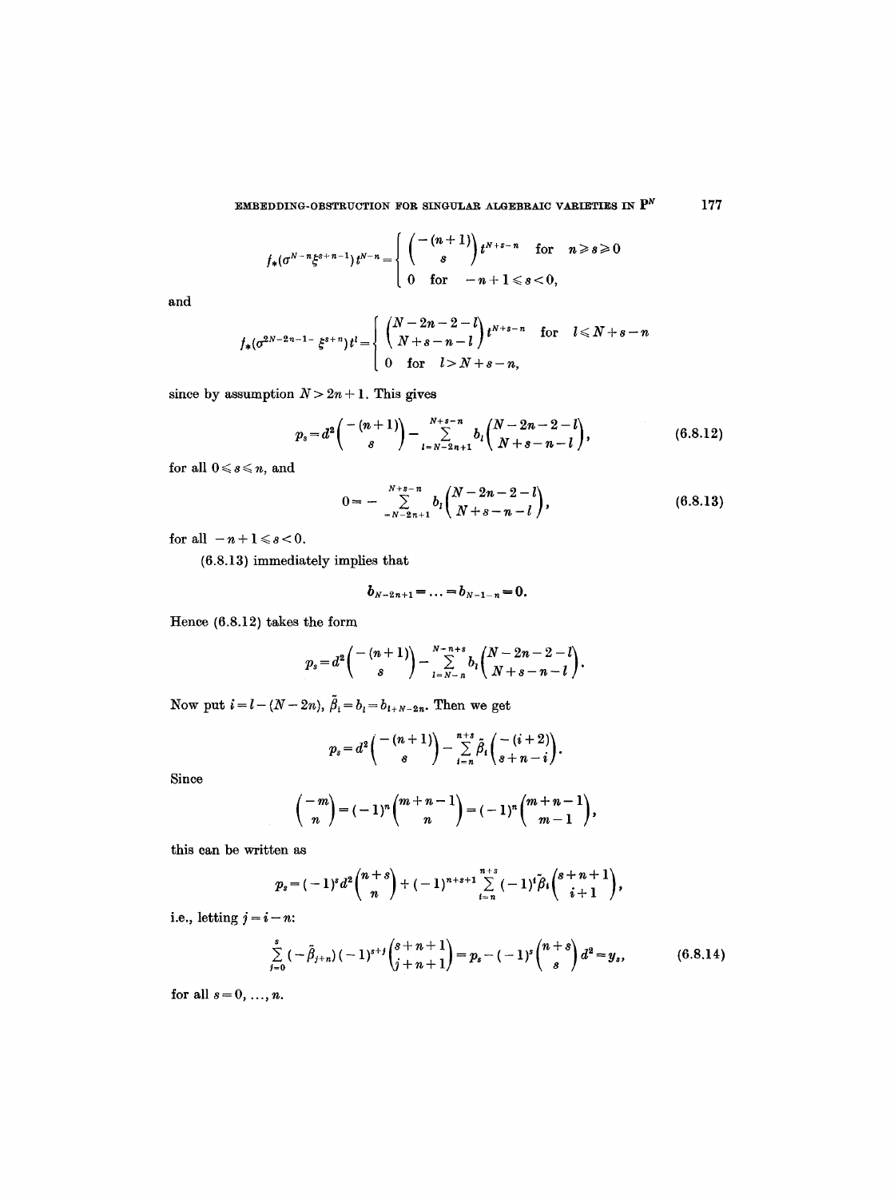$$f_*(\sigma^{N-n}\xi^{s+n-1})\,t^{N-n} = \begin{cases} \binom{-(n+1)}{s} t^{N+s-n} & \text{for} \quad n \geqslant s \geqslant 0 \\ 0 \quad \text{for} \quad -n+1 \leqslant s < 0, \end{cases}$$

and

$$f_*(\sigma^{2N-2n-1-}\,\xi^{s+n})\,t^l = \begin{cases} \binom{N-2n-2-l}{N+s-n-l} t^{N+s-n} & \text{for} \quad l \leqslant N+s-n \\ 0 \quad \text{for} \quad l > N+s-n, \end{cases}$$

since by assumption $N > 2n+1$. This gives

$$p_s = d^2\binom{-(n+1)}{s} - \sum_{l=N-2n+1}^{N+s-n} b_l \binom{N-2n-2-l}{N+s-n-l}, \tag{6.8.12}$$

for all $0 \leqslant s \leqslant n$, and

$$0 = -\sum_{=N-2n+1}^{N+s-n} b_l \binom{N-2n-2-l}{N+s-n-l}, \tag{6.8.13}$$

for all $-n+1 \leqslant s < 0$.

(6.8.13) immediately implies that

$$b_{N-2n+1} = \ldots = b_{N-1-n} = 0.$$

Hence (6.8.12) takes the form

$$p_s = d^2\binom{-(n+1)}{s} - \sum_{l=N-n}^{N-n+s} b_l \binom{N-2n-2-l}{N+s-n-l}.$$

Now put $i = l-(N-2n)$, $\tilde{\beta}_i = b_l = b_{i+N-2n}$. Then we get

$$p_s = d^2\binom{-(n+1)}{s} - \sum_{i=n}^{n+s} \tilde{\beta}_i \binom{-(i+2)}{s+n-i}.$$

Since

$$\binom{-m}{n} = (-1)^n\binom{m+n-1}{n} = (-1)^n\binom{m+n-1}{m-1},$$

this can be written as

$$p_s = (-1)^s d^2\binom{n+s}{n} + (-1)^{n+s+1}\sum_{i=n}^{n+s}(-1)^i\tilde{\beta}_i\binom{s+n+1}{i+1},$$

i.e., letting $j = i-n$:

$$\sum_{j=0}^{s}(-\tilde{\beta}_{j+n})(-1)^{s+j}\binom{s+n+1}{j+n+1} = p_s - (-1)^s\binom{n+s}{s}d^2 = y_s, \tag{6.8.14}$$

for all $s = 0, \ldots, n$.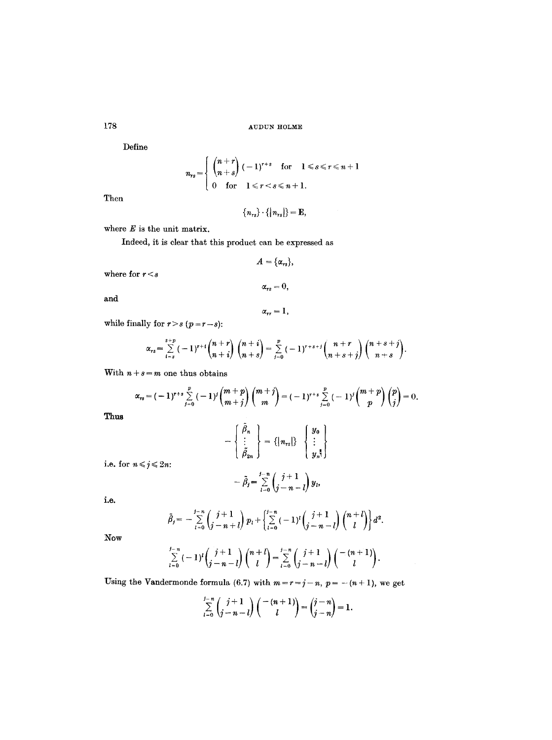Define

$$n_{rs} = \begin{cases} \binom{n+r}{n+s}(-1)^{r+s} & \text{for} \quad 1 \leqslant s \leqslant r \leqslant n+1 \\ 0 \quad \text{for} \quad 1 \leqslant r < s \leqslant n+1. \end{cases}$$

Then

$$\{n_{rs}\} \cdot \{|n_{rs}|\} = \mathbf{E},$$

where $E$ is the unit matrix.

Indeed, it is clear that this product can be expressed as

$$A = \{\alpha_{rs}\},$$

where for $r < s$

$$\alpha_{rs} = 0,$$

and

$$\alpha_{rr} = 1,$$

while finally for $r > s$ $(p = r - s)$:

$$\alpha_{rs} = \sum_{i=s}^{s+p} (-1)^{r+i} \binom{n+r}{n+i} \binom{n+i}{n+s} = \sum_{j=0}^{p} (-1)^{r+s+j} \binom{n+r}{n+s+j} \binom{n+s+j}{n+s}.$$

With $n + s = m$ one thus obtains

$$\alpha_{rs} = (-1)^{r+s} \sum_{j=0}^{p} (-1)^j \binom{m+p}{m+j} \binom{m+j}{m} = (-1)^{r+s} \sum_{j=0}^{p} (-1)^j \binom{m+p}{p} \binom{p}{j} = 0.$$

Thus

$$-\begin{Bmatrix} \tilde{\beta}_n \\ \vdots \\ \tilde{\beta}_{2n} \end{Bmatrix} = \{|n_{rs}|\} \begin{Bmatrix} y_0 \\ \vdots \\ y_n \end{Bmatrix}$$

i.e. for $n \leqslant j \leqslant 2n$:

$$-\tilde{\beta}_j = \sum_{l=0}^{j-n} \binom{j+1}{j-n-l} y_l,$$

i.e.

$$\tilde{\beta}_j = -\sum_{l=0}^{j-n} \binom{j+1}{j-n+l} p_l + \left\{ \sum_{l=0}^{j-n} (-1)^l \binom{j+1}{j-n-l} \binom{n+l}{l} \right\} d^2.$$

Now

$$\sum_{l=0}^{j-n} (-1)^l \binom{j+1}{j-n-l} \binom{n+l}{l} = \sum_{l=0}^{j-n} \binom{j+1}{j-n-l} \binom{-(n+1)}{l}.$$

Using the Vandermonde formula (6.7) with $m = r = j - n$, $p = -(n+1)$, we get

$$\sum_{l=0}^{j-n} \binom{j+1}{j-n-l} \binom{-(n+1)}{l} = \binom{j-n}{j-n} = 1.$$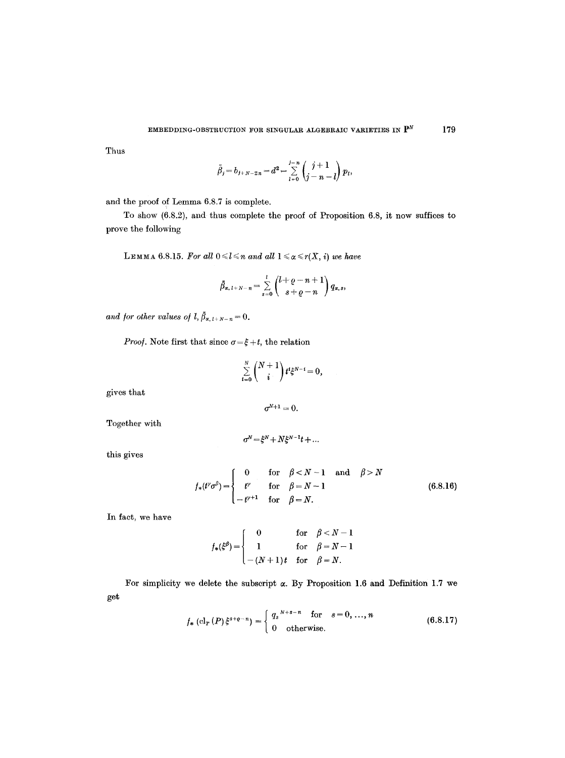Thus

$$\tilde{\beta}_j = b_{j+N-2n} = d^2 - \sum_{l=0}^{j-n} \binom{j+1}{j-n-l} p_l,$$

and the proof of Lemma 6.8.7 is complete.

To show (6.8.2), and thus complete the proof of Proposition 6.8, it now suffices to prove the following

LEMMA 6.8.15. *For all $0 \leqslant l \leqslant n$ and all $1 \leqslant \alpha \leqslant r(X, i)$ we have*

$$\tilde{\beta}_{\alpha, l+N-n} = \sum_{s=0}^{l} \binom{l+\varrho-n+1}{s+\varrho-n} q_{\alpha, s},$$

*and for other values of $l$, $\tilde{\beta}_{\alpha, l+N-n} = 0$.*

*Proof.* Note first that since $\sigma = \xi + t$, the relation

$$\sum_{i=0}^{N} \binom{N+1}{i} t^i \xi^{N-i} = 0,$$

gives that

$$\sigma^{N+1} = 0.$$

Together with

$$\sigma^N = \xi^N + N\xi^{N-1}t + \dots$$

this gives

$$f_*(t^\gamma \sigma^\beta) = \begin{cases} 0 & \text{for} \quad \beta < N-1 \quad \text{and} \quad \beta > N \\ t^\gamma & \text{for} \quad \beta = N-1 \\ -t^{\gamma+1} & \text{for} \quad \beta = N. \end{cases} \tag{6.8.16}$$

In fact, we have

$$f_*(\xi^\beta) = \begin{cases} 0 & \text{for} \quad \beta < N-1 \\ 1 & \text{for} \quad \beta = N-1 \\ -(N+1)t & \text{for} \quad \beta = N. \end{cases}$$

For simplicity we delete the subscript $\alpha$. By Proposition 1.6 and Definition 1.7 we get

$$f_*\left(\mathrm{cl}_T(P)\, \xi^{s+\varrho-n}\right) = \begin{cases} q_s{}^{N+s-n} & \text{for} \quad s = 0, \dots, n \\ 0 & \text{otherwise.} \end{cases} \tag{6.8.17}$$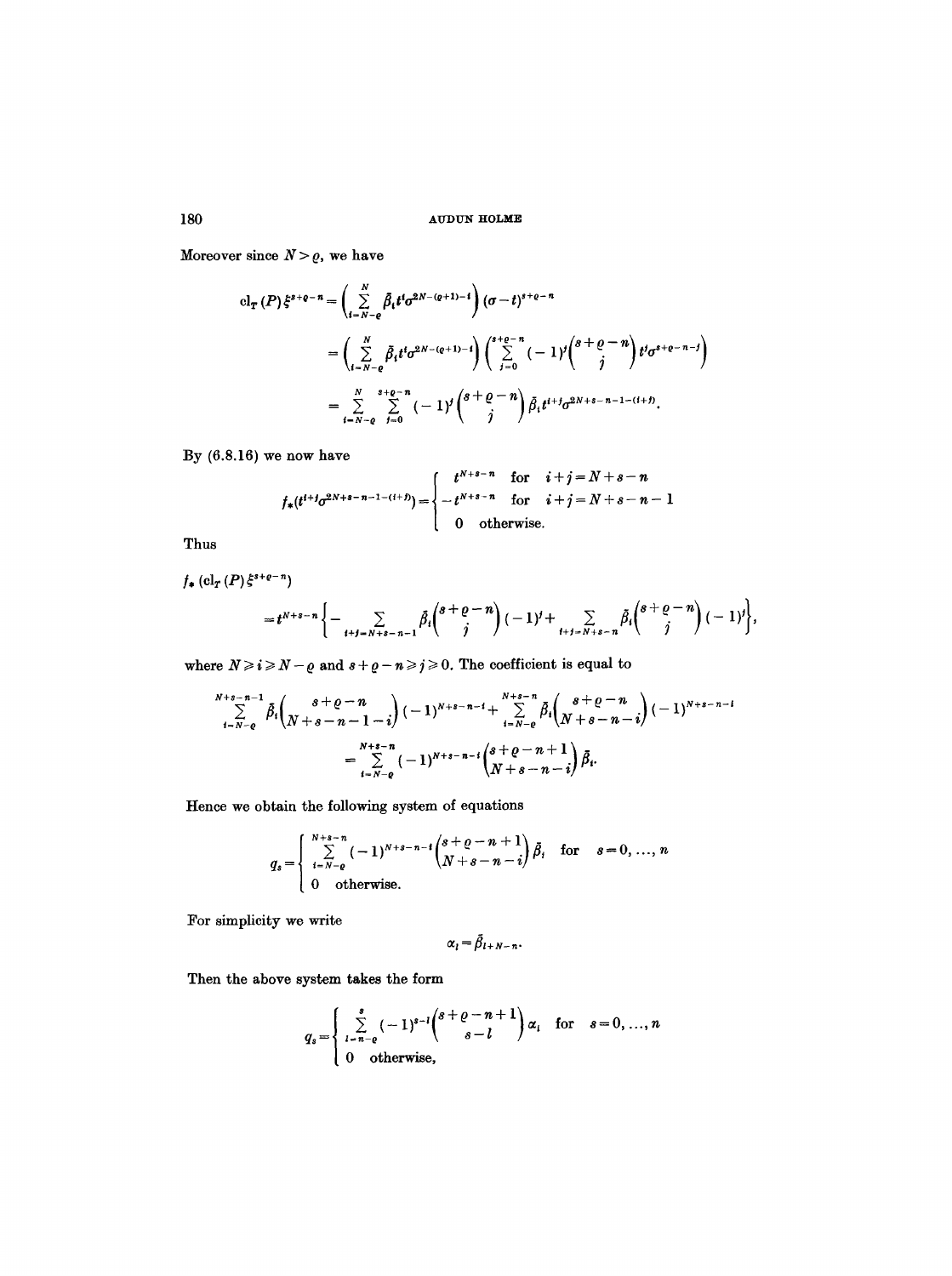Moreover since $N > \varrho$, we have

$$\begin{aligned}
\mathrm{cl}_T(P)\,\xi^{s+\varrho-n} &= \left(\sum_{i=N-\varrho}^{N} \bar{\beta}_i t^i \sigma^{2N-(\varrho+1)-i}\right)(\sigma - t)^{s+\varrho-n} \\
&= \left(\sum_{i=N-\varrho}^{N} \bar{\beta}_i t^i \sigma^{2N-(\varrho+1)-i}\right)\left(\sum_{j=0}^{s+\varrho-n} (-1)^j \binom{s+\varrho-n}{j} t^j \sigma^{s+\varrho-n-j}\right) \\
&= \sum_{i=N-\varrho}^{N} \sum_{j=0}^{s+\varrho-n} (-1)^j \binom{s+\varrho-n}{j} \bar{\beta}_i t^{i+j} \sigma^{2N+s-n-1-(i+j)}.
\end{aligned}$$

By (6.8.16) we now have

$$f_*(t^{i+j}\sigma^{2N+s-n-1-(i+j)}) = \begin{cases} t^{N+s-n} & \text{for } \; i+j = N+s-n \\ -t^{N+s-n} & \text{for } \; i+j = N+s-n-1 \\ 0 & \text{otherwise.} \end{cases}$$

Thus

$$f_*(\mathrm{cl}_T(P)\,\xi^{s+\varrho-n})$$
$$= t^{N+s-n}\left\{-\sum_{i+j=N+s-n-1} \bar{\beta}_i \binom{s+\varrho-n}{j}(-1)^j + \sum_{i+j=N+s-n} \bar{\beta}_i \binom{s+\varrho-n}{j}(-1)^j\right\},$$

where $N \geqslant i \geqslant N-\varrho$ and $s+\varrho-n \geqslant j \geqslant 0$. The coefficient is equal to

$$\begin{aligned}
\sum_{i=N-\varrho}^{N+s-n-1} \bar{\beta}_i \binom{s+\varrho-n}{N+s-n-1-i}(-1)^{N+s-n-i} &+ \sum_{i=N-\varrho}^{N+s-n} \bar{\beta}_i \binom{s+\varrho-n}{N+s-n-i}(-1)^{N+s-n-i} \\
&= \sum_{i=N-\varrho}^{N+s-n} (-1)^{N+s-n-i} \binom{s+\varrho-n+1}{N+s-n-i} \bar{\beta}_i.
\end{aligned}$$

Hence we obtain the following system of equations

$$q_s = \begin{cases} \displaystyle\sum_{i=N-\varrho}^{N+s-n} (-1)^{N+s-n-i} \binom{s+\varrho-n+1}{N+s-n-i} \bar{\beta}_i & \text{for } \; s = 0, \dots, n \\ 0 \quad \text{otherwise.} \end{cases}$$

For simplicity we write

$$\alpha_l = \bar{\beta}_{l+N-n}.$$

Then the above system takes the form

$$q_s = \begin{cases} \displaystyle\sum_{l=n-\varrho}^{s} (-1)^{s-l} \binom{s+\varrho-n+1}{s-l} \alpha_l & \text{for } \; s = 0, \dots, n \\ 0 \quad \text{otherwise,} \end{cases}$$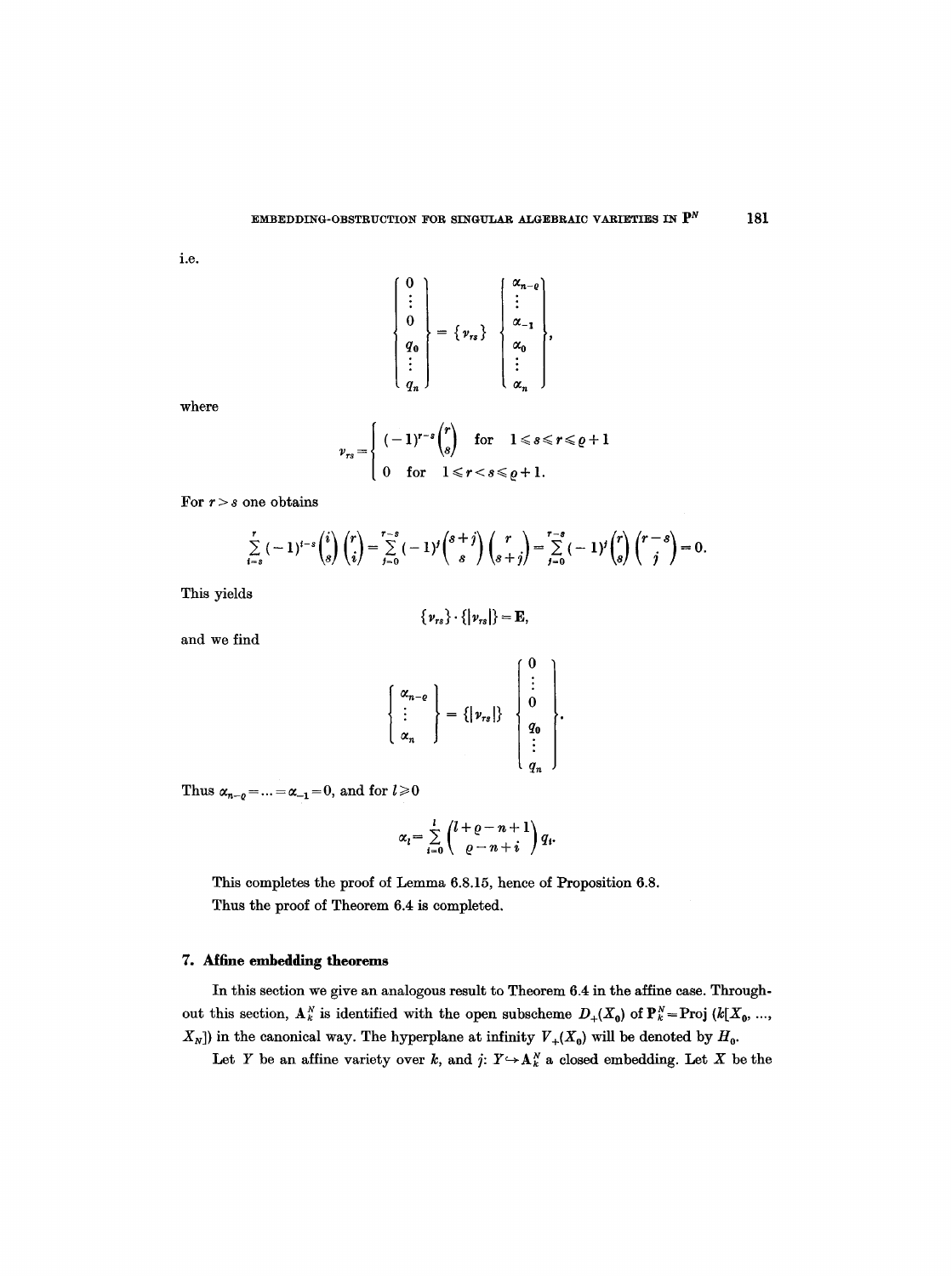i.e.

$$\begin{Bmatrix} 0 \\ \vdots \\ 0 \\ q_0 \\ \vdots \\ q_n \end{Bmatrix} = \{\nu_{rs}\} \begin{Bmatrix} \alpha_{n-\varrho} \\ \vdots \\ \alpha_{-1} \\ \alpha_0 \\ \vdots \\ \alpha_n \end{Bmatrix},$$

where

$$\nu_{rs} = \begin{cases} (-1)^{r-s}\dbinom{r}{s} & \text{for} \quad 1 \leqslant s \leqslant r \leqslant \varrho+1 \\ 0 \quad \text{for} \quad 1 \leqslant r < s \leqslant \varrho+1. \end{cases}$$

For $r > s$ one obtains

$$\sum_{i=s}^{r} (-1)^{i-s}\binom{i}{s}\binom{r}{i} = \sum_{j=0}^{r-s} (-1)^j \binom{s+j}{s}\binom{r}{s+j} = \sum_{j=0}^{r-s} (-1)^j \binom{r}{s}\binom{r-s}{j} = 0.$$

This yields

$$\{\nu_{rs}\} \cdot \{|\nu_{rs}|\} = \mathbf{E},$$

and we find

$$\begin{Bmatrix} \alpha_{n-\varrho} \\ \vdots \\ \alpha_n \end{Bmatrix} = \{|\nu_{rs}|\} \begin{Bmatrix} 0 \\ \vdots \\ 0 \\ q_0 \\ \vdots \\ q_n \end{Bmatrix}.$$

Thus $\alpha_{n-\varrho} = \ldots = \alpha_{-1} = 0$, and for $l \geqslant 0$

$$\alpha_l = \sum_{i=0}^{l} \binom{l+\varrho-n+1}{\varrho-n+i} q_i.$$

This completes the proof of Lemma 6.8.15, hence of Proposition 6.8.

Thus the proof of Theorem 6.4 is completed.

## 7. Affine embedding theorems

In this section we give an analogous result to Theorem 6.4 in the affine case. Throughout this section, $\mathbf{A}_k^N$ is identified with the open subscheme $D_+(X_0)$ of $\mathbf{P}_k^N = \operatorname{Proj}(k[X_0, \ldots, X_N])$ in the canonical way. The hyperplane at infinity $V_+(X_0)$ will be denoted by $H_0$.

Let $Y$ be an affine variety over $k$, and $j: Y \hookrightarrow \mathbf{A}_k^N$ a closed embedding. Let $X$ be the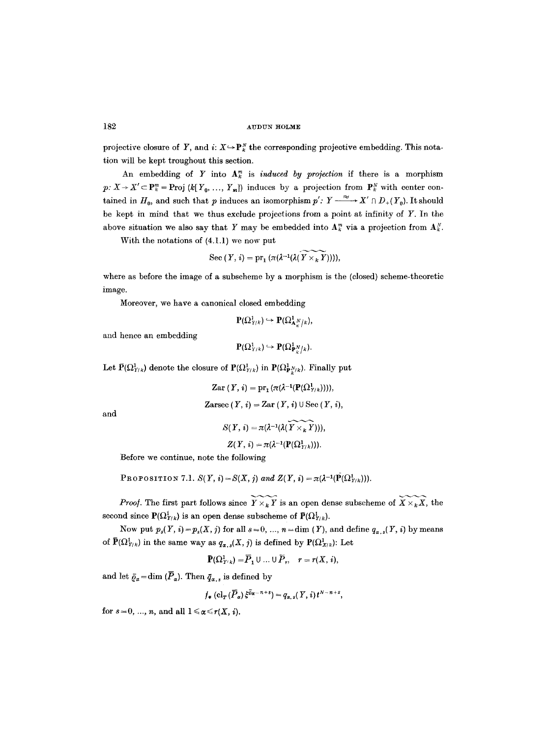projective closure of $Y$, and $i: X \hookrightarrow \mathbf{P}_k^N$ the corresponding projective embedding. This notation will be kept troughout this section.

An embedding of $Y$ into $\mathbf{A}_k^m$ is *induced by projection* if there is a morphism $p: X \to X' \subset \mathbf{P}_k^m = \operatorname{Proj}(k[Y_0, \ldots, Y_m])$ induces by a projection from $\mathbf{P}_k^N$ with center contained in $H_0$, and such that $p$ induces an isomorphism $p': Y \xrightarrow{\approx} X' \cap D_+(Y_0)$. It should be kept in mind that we thus exclude projections from a point at infinity of $Y$. In the above situation we also say that $Y$ may be embedded into $\mathbf{A}_k^m$ via a projection from $\mathbf{A}_k^N$.

With the notations of (4.1.1) we now put

$$\operatorname{Sec}(Y, i) = \operatorname{pr}_1(\pi(\lambda^{-1}(\lambda(\widetilde{Y \times_k Y})))),$$

where as before the image of a subscheme by a morphism is the (closed) scheme-theoretic image.

Moreover, we have a canonical closed embedding

$$\mathbf{P}(\Omega^1_{Y/k}) \hookrightarrow \mathbf{P}(\Omega^1_{\mathbf{A}_k^N/k}),$$

and hence an embedding

$$\mathbf{P}(\Omega^1_{Y/k}) \hookrightarrow \mathbf{P}(\Omega^1_{\mathbf{P}_k^N/k}).$$

Let $\bar{\mathbf{P}}(\Omega^1_{Y/k})$ denote the closure of $\mathbf{P}(\Omega^1_{Y/k})$ in $\mathbf{P}(\Omega^1_{\mathbf{P}_k^N/k})$. Finally put

$$\operatorname{Zar}(Y, i) = \operatorname{pr}_1(\pi(\lambda^{-1}(\mathbf{P}(\Omega^1_{Y/k})))),$$

$$\operatorname{Zarsec}(Y, i) = \operatorname{Zar}(Y, i) \cup \operatorname{Sec}(Y, i),$$

and

$$S(Y, i) = \pi(\lambda^{-1}(\lambda(\widetilde{Y \times_k Y}))),$$

$$Z(Y, i) = \pi(\lambda^{-1}(\mathbf{P}(\Omega^1_{Y/k}))).$$

Before we continue, note the following

PROPOSITION 7.1. *$S(Y, i) = S(X, j)$ and $Z(Y, i) = \pi(\lambda^{-1}(\bar{\mathbf{P}}(\Omega^1_{Y/k})))$.*

*Proof.* The first part follows since $\widetilde{Y \times_k Y}$ is an open dense subscheme of $\widetilde{X \times_k X}$, the second since $\mathbf{P}(\Omega^1_{Y/k})$ is an open dense subscheme of $\bar{\mathbf{P}}(\Omega^1_{Y/k})$.

Now put $p_s(Y, i) = p_s(X, j)$ for all $s = 0, \ldots, n = \dim(Y)$, and define $q_{\alpha,s}(Y, i)$ by means of $\bar{\mathbf{P}}(\Omega^1_{Y/k})$ in the same way as $q_{\alpha,s}(X, j)$ is defined by $\mathbf{P}(\Omega^1_{X/k})$: Let

$$\bar{\mathbf{P}}(\Omega^1_{Y/k}) = \bar{P}_1 \cup \ldots \cup \bar{P}_r, \quad r = r(X, i),$$

and let $\bar{\varrho}_\alpha = \dim(\bar{P}_\alpha)$. Then $\bar{q}_{\alpha,s}$ is defined by

$$f_*(\operatorname{cl}_T(\bar{P}_\alpha)\xi^{\bar{\varrho}_\alpha - n + s}) = q_{\alpha,s}(Y, i)t^{N-n+s},$$

for $s = 0, \ldots, n$, and all $1 \leqslant \alpha \leqslant r(X, i)$.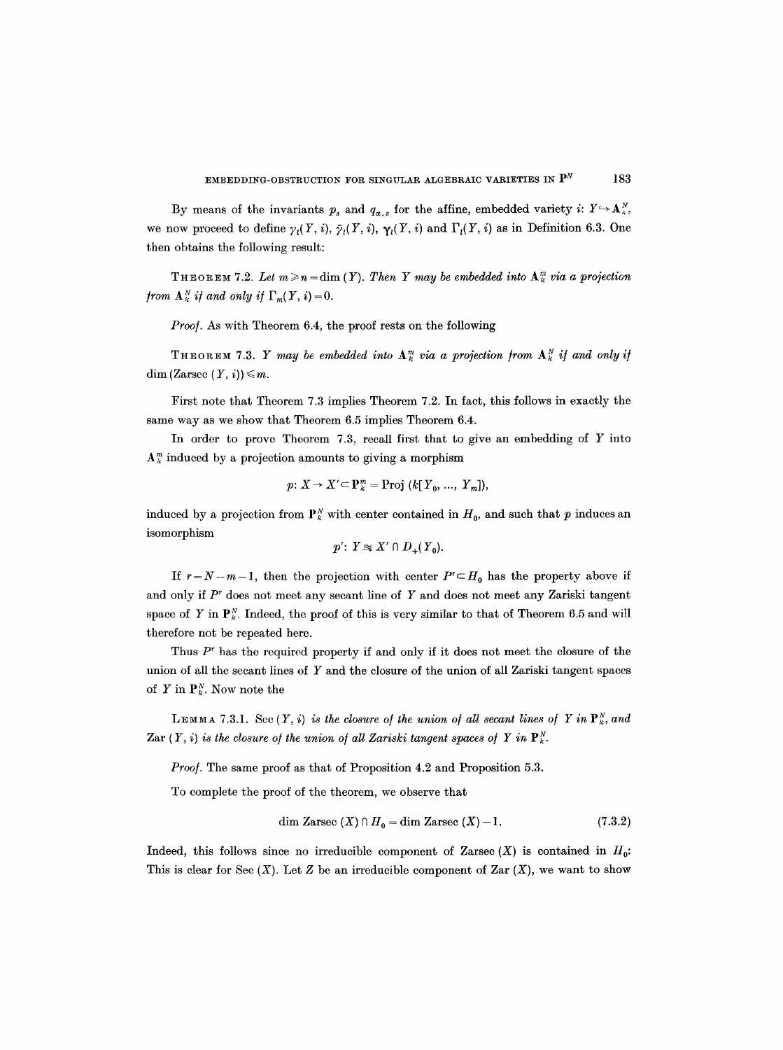By means of the invariants $p_s$ and $q_{\alpha,s}$ for the affine, embedded variety $i: Y \hookrightarrow \mathbf{A}_k^N$, we now proceed to define $\gamma_l(Y, i)$, $\bar{\gamma}_l(Y, i)$, $\boldsymbol{\gamma}_l(Y, i)$ and $\Gamma_l(Y, i)$ as in Definition 6.3. One then obtains the following result:

THEOREM 7.2. *Let $m \geqslant n = \dim(Y)$. Then $Y$ may be embedded into $\mathbf{A}_k^m$ via a projection from $\mathbf{A}_k^N$ if and only if $\Gamma_m(Y, i) = 0$.*

*Proof.* As with Theorem 6.4, the proof rests on the following

THEOREM 7.3. *$Y$ may be embedded into $\mathbf{A}_k^m$ via a projection from $\mathbf{A}_k^N$ if and only if $\dim(\text{Zarsec}(Y, i)) \leqslant m$.*

First note that Theorem 7.3 implies Theorem 7.2. In fact, this follows in exactly the same way as we show that Theorem 6.5 implies Theorem 6.4.

In order to prove Theorem 7.3, recall first that to give an embedding of $Y$ into $\mathbf{A}_k^m$ induced by a projection amounts to giving a morphism

$$p: X \to X' \subset \mathbf{P}_k^m = \text{Proj}(k[Y_0, ..., Y_m]),$$

induced by a projection from $\mathbf{P}_k^N$ with center contained in $H_0$, and such that $p$ induces an isomorphism

$$p': Y \approx X' \cap D_+(Y_0).$$

If $r = N - m - 1$, then the projection with center $P^r \subset H_0$ has the property above if and only if $P^r$ does not meet any secant line of $Y$ and does not meet any Zariski tangent space of $Y$ in $\mathbf{P}_k^N$. Indeed, the proof of this is very similar to that of Theorem 6.5 and will therefore not be repeated here.

Thus $P^r$ has the required property if and only if it does not meet the closure of the union of all the secant lines of $Y$ and the closure of the union of all Zariski tangent spaces of $Y$ in $\mathbf{P}_k^N$. Now note the

LEMMA 7.3.1. *$\text{Sec}(Y, i)$ is the closure of the union of all secant lines of $Y$ in $\mathbf{P}_k^N$, and $\text{Zar}(Y, i)$ is the closure of the union of all Zariski tangent spaces of $Y$ in $\mathbf{P}_k^N$.*

*Proof.* The same proof as that of Proposition 4.2 and Proposition 5.3.

To complete the proof of the theorem, we observe that

$$\dim \text{Zarsec}(X) \cap H_0 = \dim \text{Zarsec}(X) - 1. \tag{7.3.2}$$

Indeed, this follows since no irreducible component of $\text{Zarsec}(X)$ is contained in $H_0$: This is clear for $\text{Sec}(X)$. Let $Z$ be an irreducible component of $\text{Zar}(X)$, we want to show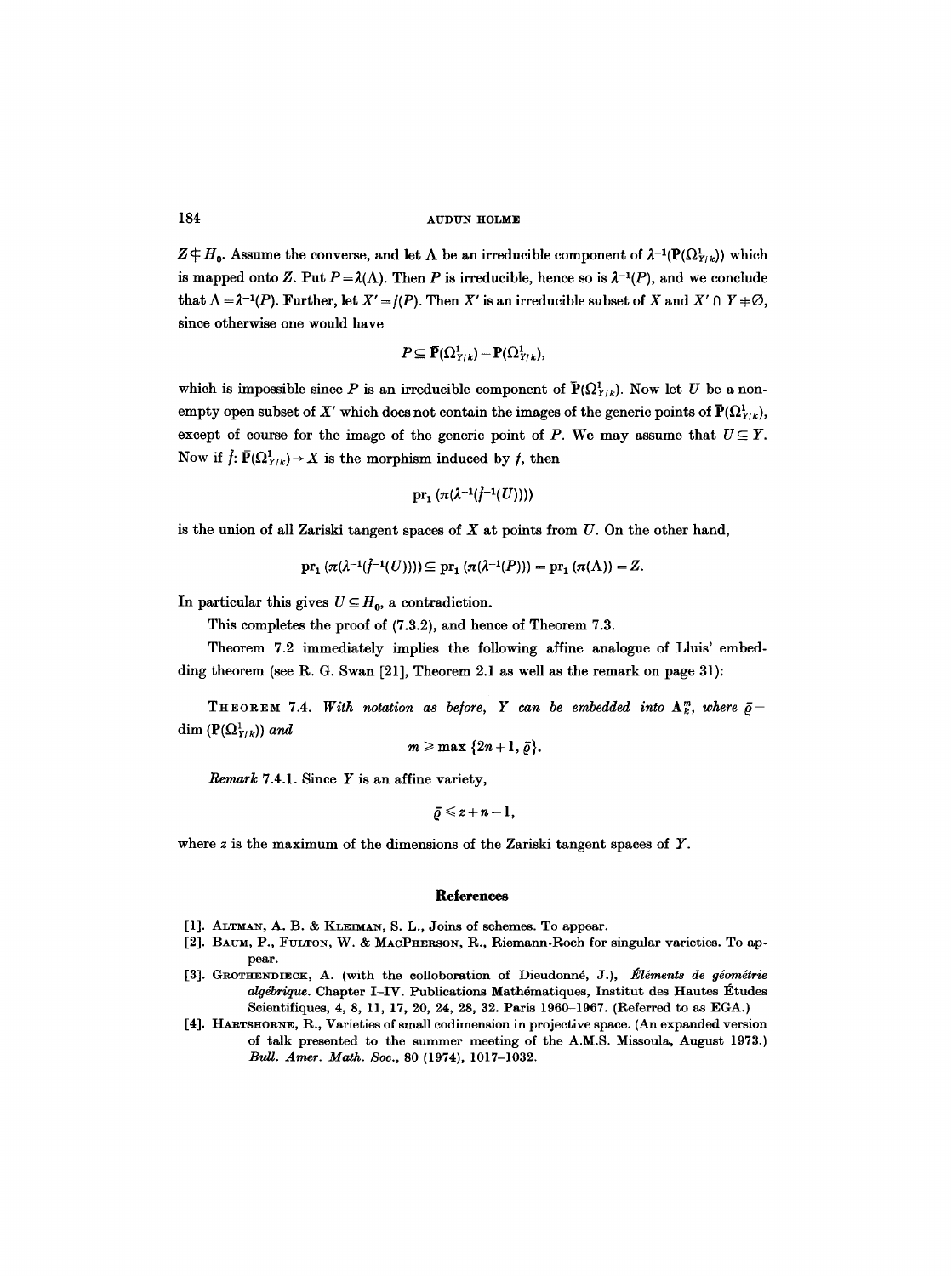$Z \nsubseteq H_0$. Assume the converse, and let $\Lambda$ be an irreducible component of $\lambda^{-1}(\bar{\mathbf{P}}(\Omega^1_{Y/k}))$ which is mapped onto $Z$. Put $P = \lambda(\Lambda)$. Then $P$ is irreducible, hence so is $\lambda^{-1}(P)$, and we conclude that $\Lambda = \lambda^{-1}(P)$. Further, let $X' = f(P)$. Then $X'$ is an irreducible subset of $X$ and $X' \cap Y \neq \varnothing$, since otherwise one would have

$$P \subseteq \bar{\mathbf{P}}(\Omega^1_{Y/k}) - \mathbf{P}(\Omega^1_{Y/k}),$$

which is impossible since $P$ is an irreducible component of $\bar{\mathbf{P}}(\Omega^1_{Y/k})$. Now let $U$ be a non-empty open subset of $X'$ which does not contain the images of the generic points of $\bar{\mathbf{P}}(\Omega^1_{Y/k})$, except of course for the image of the generic point of $P$. We may assume that $U \subseteq Y$. Now if $\bar{f}\colon \bar{\mathbf{P}}(\Omega^1_{Y/k}) \to X$ is the morphism induced by $f$, then

$$\mathrm{pr}_1\,(\pi(\lambda^{-1}(\bar{f}^{-1}(U))))$$

is the union of all Zariski tangent spaces of $X$ at points from $U$. On the other hand,

$$\mathrm{pr}_1\,(\pi(\lambda^{-1}(\bar{f}^{-1}(U)))) \subseteq \mathrm{pr}_1\,(\pi(\lambda^{-1}(P))) = \mathrm{pr}_1\,(\pi(\Lambda)) = Z.$$

In particular this gives $U \subseteq H_0$, a contradiction.

This completes the proof of (7.3.2), and hence of Theorem 7.3.

Theorem 7.2 immediately implies the following affine analogue of Lluis' embedding theorem (see R. G. Swan [21], Theorem 2.1 as well as the remark on page 31):

THEOREM 7.4. *With notation as before, $Y$ can be embedded into $\mathbf{A}^m_k$, where $\bar{\varrho} = \dim(\mathbf{P}(\Omega^1_{Y/k}))$ and*

$$m \geq \max\,\{2n+1, \bar{\varrho}\}.$$

*Remark* 7.4.1. Since $Y$ is an affine variety,

$$\bar{\varrho} \leq z + n - 1,$$

where $z$ is the maximum of the dimensions of the Zariski tangent spaces of $Y$.

## References

[1]. ALTMAN, A. B. & KLEIMAN, S. L., Joins of schemes. To appear.

[2]. BAUM, P., FULTON, W. & MACPHERSON, R., Riemann-Roch for singular varieties. To appear.

[3]. GROTHENDIECK, A. (with the colloboration of Dieudonné, J.), *Éléments de géométrie algébrique*. Chapter I–IV. Publications Mathématiques, Institut des Hautes Études Scientifiques, 4, 8, 11, 17, 20, 24, 28, 32. Paris 1960–1967. (Referred to as EGA.)

[4]. HARTSHORNE, R., Varieties of small codimension in projective space. (An expanded version of talk presented to the summer meeting of the A.M.S. Missoula, August 1973.) *Bull. Amer. Math. Soc.*, 80 (1974), 1017–1032.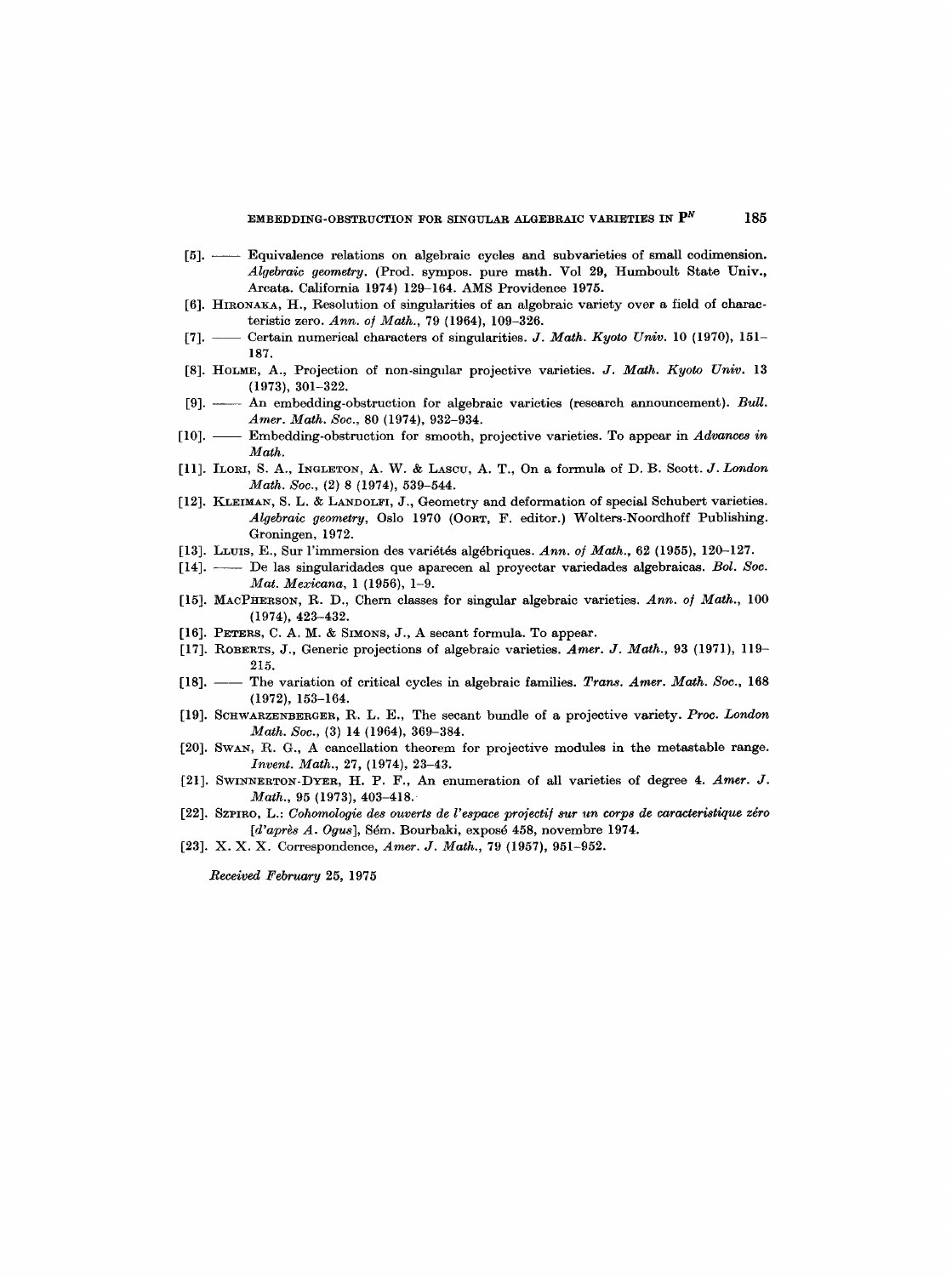[5]. —— Equivalence relations on algebraic cycles and subvarieties of small codimension. *Algebraic geometry*. (Prod. sympos. pure math. Vol 29, Humboult State Univ., Arcata. California 1974) 129–164. AMS Providence 1975.

[6]. HIRONAKA, H., Resolution of singularities of an algebraic variety over a field of characteristic zero. *Ann. of Math.*, 79 (1964), 109–326.

[7]. —— Certain numerical characters of singularities. *J. Math. Kyoto Univ.* 10 (1970), 151–187.

[8]. HOLME, A., Projection of non-singular projective varieties. *J. Math. Kyoto Univ.* 13 (1973), 301–322.

[9]. —— An embedding-obstruction for algebraic varieties (research announcement). *Bull. Amer. Math. Soc.*, 80 (1974), 932–934.

[10]. —— Embedding-obstruction for smooth, projective varieties. To appear in *Advances in Math.*

[11]. ILORI, S. A., INGLETON, A. W. & LASCU, A. T., On a formula of D. B. Scott. *J. London Math. Soc.*, (2) 8 (1974), 539–544.

[12]. KLEIMAN, S. L. & LANDOLFI, J., Geometry and deformation of special Schubert varieties. *Algebraic geometry*, Oslo 1970 (OORT, F. editor.) Wolters-Noordhoff Publishing. Groningen, 1972.

[13]. LLUIS, E., Sur l'immersion des variétés algébriques. *Ann. of Math.*, 62 (1955), 120–127.

[14]. —— De las singularidades que aparecen al proyectar variedades algebraicas. *Bol. Soc. Mat. Mexicana*, 1 (1956), 1–9.

[15]. MACPHERSON, R. D., Chern classes for singular algebraic varieties. *Ann. of Math.*, 100 (1974), 423–432.

[16]. PETERS, C. A. M. & SIMONS, J., A secant formula. To appear.

[17]. ROBERTS, J., Generic projections of algebraic varieties. *Amer. J. Math.*, 93 (1971), 119–215.

[18]. —— The variation of critical cycles in algebraic families. *Trans. Amer. Math. Soc.*, 168 (1972), 153–164.

[19]. SCHWARZENBERGER, R. L. E., The secant bundle of a projective variety. *Proc. London Math. Soc.*, (3) 14 (1964), 369–384.

[20]. SWAN, R. G., A cancellation theorem for projective modules in the metastable range. *Invent. Math.*, 27, (1974), 23–43.

[21]. SWINNERTON-DYER, H. P. F., An enumeration of all varieties of degree 4. *Amer. J. Math.*, 95 (1973), 403–418.

[22]. SZPIRO, L.: *Cohomologie des ouverts de l'espace projectif sur un corps de caracteristique zéro [d'après A. Ogus]*, Sém. Bourbaki, exposé 458, novembre 1974.

[23]. X. X. X. Correspondence, *Amer. J. Math.*, 79 (1957), 951–952.

*Received February 25, 1975*